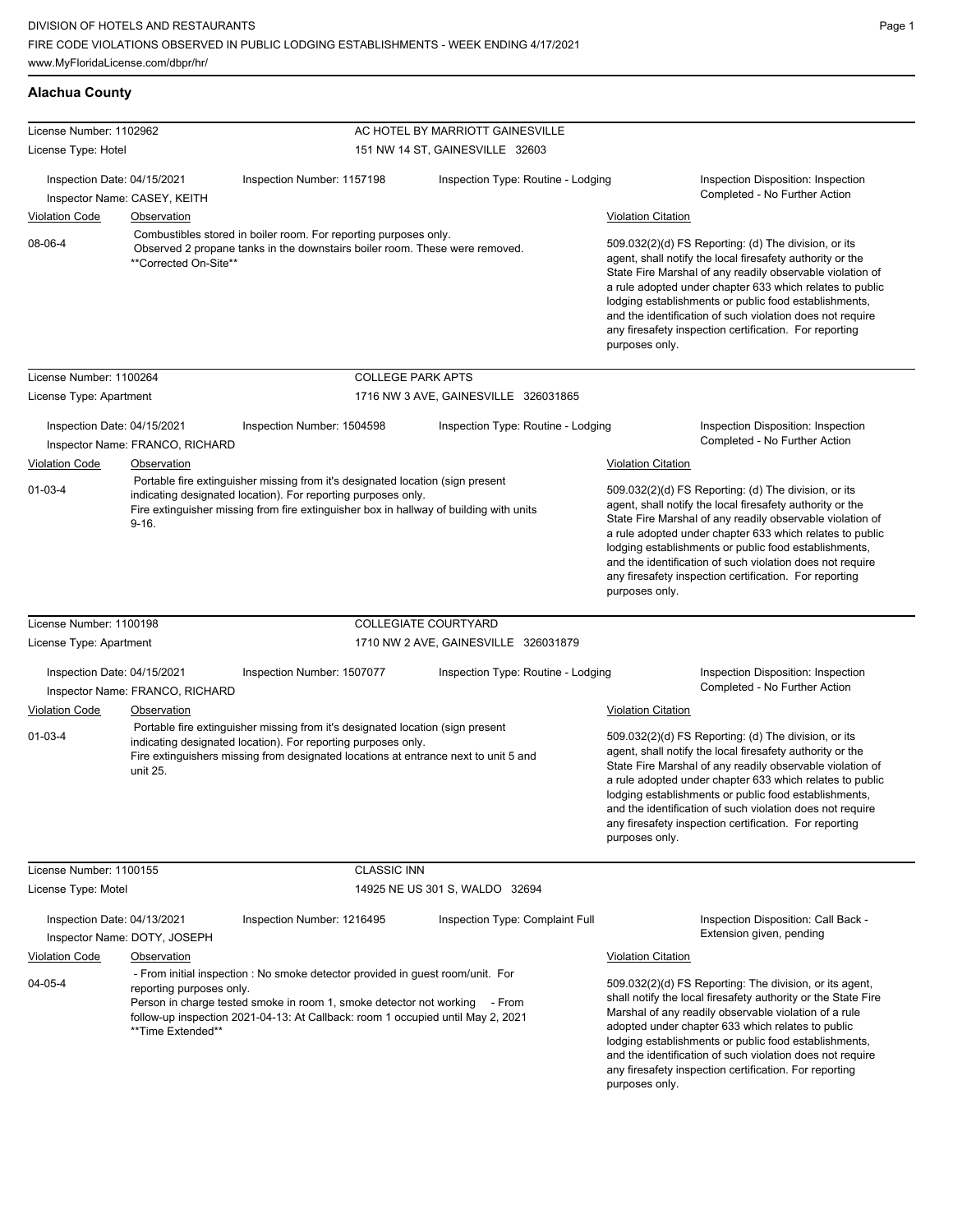DIVISION OF HOTELS AND RESTAURANTS
FIRE CODE VIOLATIONS OBSERVED IN PUBLIC LODGING ESTABLISHMENTS - WEEK ENDING 4/17/2021
www.MyFloridaLicense.com/dbpr/hr/

## Alachua County

**License Number:** 1102962 — **AC HOTEL BY MARRIOTT GAINESVILLE**
**License Type:** Hotel — 151 NW 14 ST, GAINESVILLE 32603

Inspection Date: 04/15/2021 | Inspection Number: 1157198 | Inspection Type: Routine - Lodging | Inspection Disposition: Inspection Completed - No Further Action
Inspector Name: CASEY, KEITH

| Violation Code | Observation | Violation Citation |
|---|---|---|
| 08-06-4 | Combustibles stored in boiler room. For reporting purposes only. Observed 2 propane tanks in the downstairs boiler room. These were removed. **Corrected On-Site** | 509.032(2)(d) FS Reporting: (d) The division, or its agent, shall notify the local firesafety authority or the State Fire Marshal of any readily observable violation of a rule adopted under chapter 633 which relates to public lodging establishments or public food establishments, and the identification of such violation does not require any firesafety inspection certification. For reporting purposes only. |

**License Number:** 1100264 — **COLLEGE PARK APTS**
**License Type:** Apartment — 1716 NW 3 AVE, GAINESVILLE 326031865

Inspection Date: 04/15/2021 | Inspection Number: 1504598 | Inspection Type: Routine - Lodging | Inspection Disposition: Inspection Completed - No Further Action
Inspector Name: FRANCO, RICHARD

| Violation Code | Observation | Violation Citation |
|---|---|---|
| 01-03-4 | Portable fire extinguisher missing from it's designated location (sign present indicating designated location). For reporting purposes only. Fire extinguisher missing from fire extinguisher box in hallway of building with units 9-16. | 509.032(2)(d) FS Reporting: (d) The division, or its agent, shall notify the local firesafety authority or the State Fire Marshal of any readily observable violation of a rule adopted under chapter 633 which relates to public lodging establishments or public food establishments, and the identification of such violation does not require any firesafety inspection certification. For reporting purposes only. |

**License Number:** 1100198 — **COLLEGIATE COURTYARD**
**License Type:** Apartment — 1710 NW 2 AVE, GAINESVILLE 326031879

Inspection Date: 04/15/2021 | Inspection Number: 1507077 | Inspection Type: Routine - Lodging | Inspection Disposition: Inspection Completed - No Further Action
Inspector Name: FRANCO, RICHARD

| Violation Code | Observation | Violation Citation |
|---|---|---|
| 01-03-4 | Portable fire extinguisher missing from it's designated location (sign present indicating designated location). For reporting purposes only. Fire extinguishers missing from designated locations at entrance next to unit 5 and unit 25. | 509.032(2)(d) FS Reporting: (d) The division, or its agent, shall notify the local firesafety authority or the State Fire Marshal of any readily observable violation of a rule adopted under chapter 633 which relates to public lodging establishments or public food establishments, and the identification of such violation does not require any firesafety inspection certification. For reporting purposes only. |

**License Number:** 1100155 — **CLASSIC INN**
**License Type:** Motel — 14925 NE US 301 S, WALDO 32694

Inspection Date: 04/13/2021 | Inspection Number: 1216495 | Inspection Type: Complaint Full | Inspection Disposition: Call Back - Extension given, pending
Inspector Name: DOTY, JOSEPH

| Violation Code | Observation | Violation Citation |
|---|---|---|
| 04-05-4 | - From initial inspection : No smoke detector provided in guest room/unit. For reporting purposes only. Person in charge tested smoke in room 1, smoke detector not working - From follow-up inspection 2021-04-13: At Callback: room 1 occupied until May 2, 2021 **Time Extended** | 509.032(2)(d) FS Reporting: The division, or its agent, shall notify the local firesafety authority or the State Fire Marshal of any readily observable violation of a rule adopted under chapter 633 which relates to public lodging establishments or public food establishments, and the identification of such violation does not require any firesafety inspection certification. For reporting purposes only. |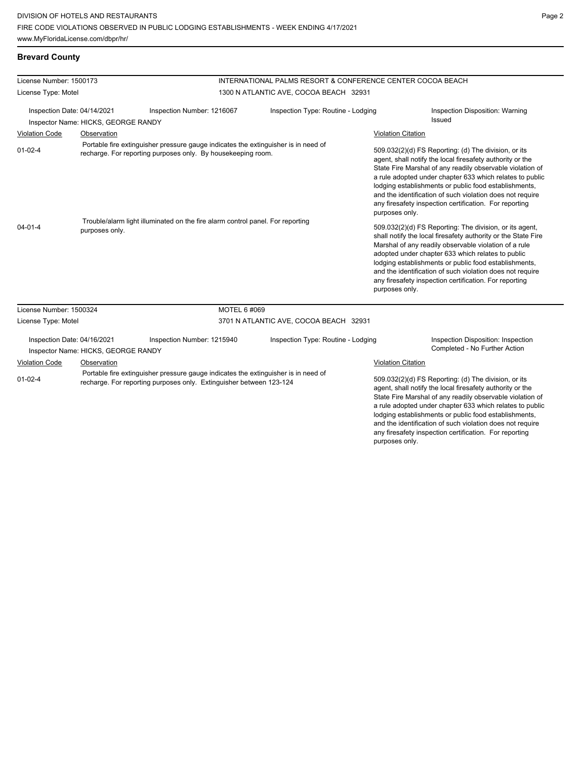## Brevard County

**License Number:** 1500173
**License Type:** Motel

INTERNATIONAL PALMS RESORT & CONFERENCE CENTER COCOA BEACH
1300 N ATLANTIC AVE, COCOA BEACH 32931

Inspection Date: 04/14/2021 | Inspection Number: 1216067 | Inspection Type: Routine - Lodging | Inspection Disposition: Warning Issued

Inspector Name: HICKS, GEORGE RANDY

| Violation Code | Observation | Violation Citation |
|---|---|---|
| 01-02-4 | Portable fire extinguisher pressure gauge indicates the extinguisher is in need of recharge. For reporting purposes only. By housekeeping room. | 509.032(2)(d) FS Reporting: (d) The division, or its agent, shall notify the local firesafety authority or the State Fire Marshal of any readily observable violation of a rule adopted under chapter 633 which relates to public lodging establishments or public food establishments, and the identification of such violation does not require any firesafety inspection certification. For reporting purposes only. |
| 04-01-4 | Trouble/alarm light illuminated on the fire alarm control panel. For reporting purposes only. | 509.032(2)(d) FS Reporting: The division, or its agent, shall notify the local firesafety authority or the State Fire Marshal of any readily observable violation of a rule adopted under chapter 633 which relates to public lodging establishments or public food establishments, and the identification of such violation does not require any firesafety inspection certification. For reporting purposes only. |

**License Number:** 1500324
**License Type:** Motel

MOTEL 6 #069
3701 N ATLANTIC AVE, COCOA BEACH 32931

Inspection Date: 04/16/2021 | Inspection Number: 1215940 | Inspection Type: Routine - Lodging | Inspection Disposition: Inspection Completed - No Further Action

Inspector Name: HICKS, GEORGE RANDY

| Violation Code | Observation | Violation Citation |
|---|---|---|
| 01-02-4 | Portable fire extinguisher pressure gauge indicates the extinguisher is in need of recharge. For reporting purposes only. Extinguisher between 123-124 | 509.032(2)(d) FS Reporting: (d) The division, or its agent, shall notify the local firesafety authority or the State Fire Marshal of any readily observable violation of a rule adopted under chapter 633 which relates to public lodging establishments or public food establishments, and the identification of such violation does not require any firesafety inspection certification. For reporting purposes only. |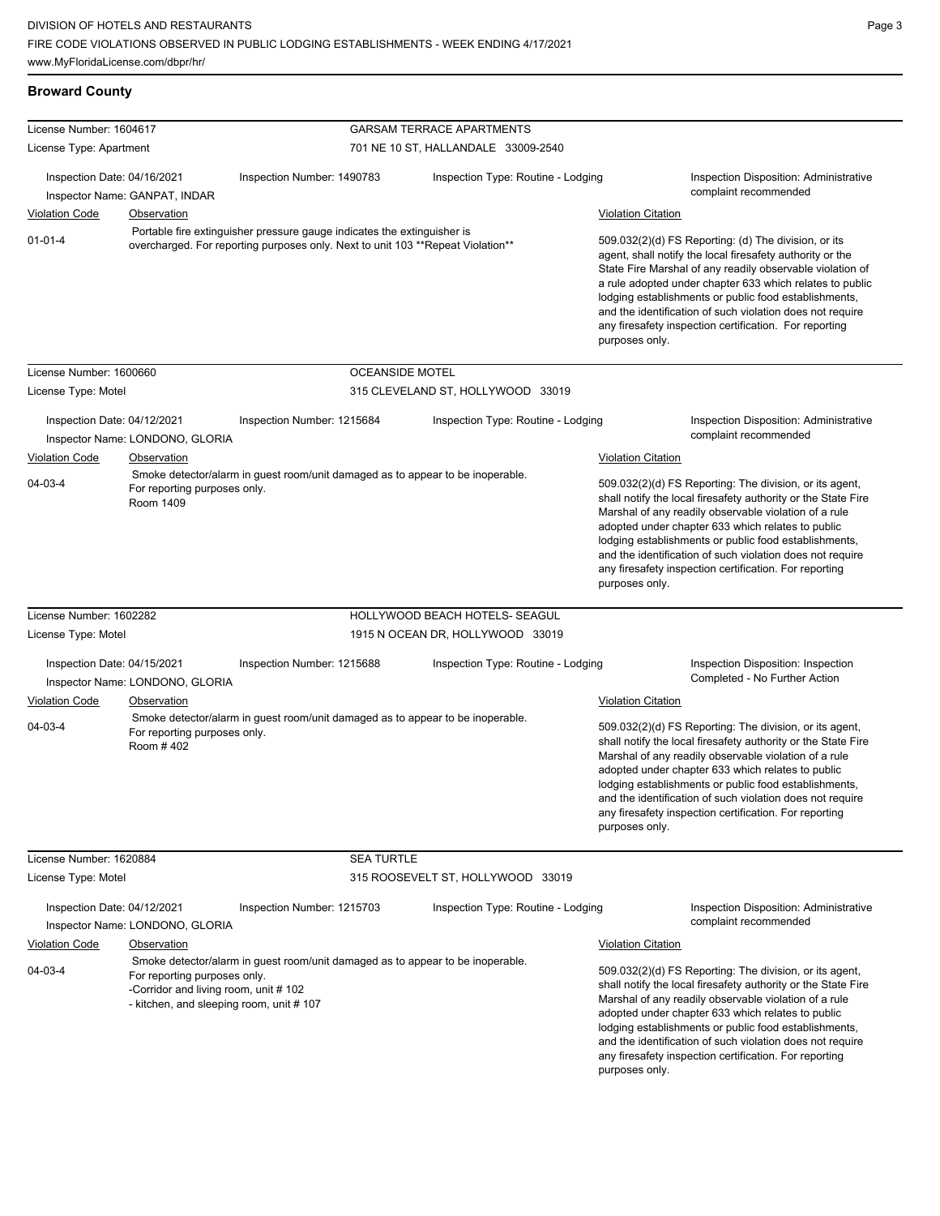## Broward County

**License Number:** 1604617 — **GARSAM TERRACE APARTMENTS**
**License Type:** Apartment — 701 NE 10 ST, HALLANDALE 33009-2540

Inspection Date: 04/16/2021 | Inspection Number: 1490783 | Inspection Type: Routine - Lodging | Inspection Disposition: Administrative complaint recommended
Inspector Name: GANPAT, INDAR

| Violation Code | Observation | Violation Citation |
|---|---|---|
| 01-01-4 | Portable fire extinguisher pressure gauge indicates the extinguisher is overcharged. For reporting purposes only. Next to unit 103 **Repeat Violation** | 509.032(2)(d) FS Reporting: (d) The division, or its agent, shall notify the local firesafety authority or the State Fire Marshal of any readily observable violation of a rule adopted under chapter 633 which relates to public lodging establishments or public food establishments, and the identification of such violation does not require any firesafety inspection certification. For reporting purposes only. |

**License Number:** 1600660 — **OCEANSIDE MOTEL**
**License Type:** Motel — 315 CLEVELAND ST, HOLLYWOOD 33019

Inspection Date: 04/12/2021 | Inspection Number: 1215684 | Inspection Type: Routine - Lodging | Inspection Disposition: Administrative complaint recommended
Inspector Name: LONDONO, GLORIA

| Violation Code | Observation | Violation Citation |
|---|---|---|
| 04-03-4 | Smoke detector/alarm in guest room/unit damaged as to appear to be inoperable. For reporting purposes only. Room 1409 | 509.032(2)(d) FS Reporting: The division, or its agent, shall notify the local firesafety authority or the State Fire Marshal of any readily observable violation of a rule adopted under chapter 633 which relates to public lodging establishments or public food establishments, and the identification of such violation does not require any firesafety inspection certification. For reporting purposes only. |

**License Number:** 1602282 — **HOLLYWOOD BEACH HOTELS- SEAGUL**
**License Type:** Motel — 1915 N OCEAN DR, HOLLYWOOD 33019

Inspection Date: 04/15/2021 | Inspection Number: 1215688 | Inspection Type: Routine - Lodging | Inspection Disposition: Inspection Completed - No Further Action
Inspector Name: LONDONO, GLORIA

| Violation Code | Observation | Violation Citation |
|---|---|---|
| 04-03-4 | Smoke detector/alarm in guest room/unit damaged as to appear to be inoperable. For reporting purposes only. Room # 402 | 509.032(2)(d) FS Reporting: The division, or its agent, shall notify the local firesafety authority or the State Fire Marshal of any readily observable violation of a rule adopted under chapter 633 which relates to public lodging establishments or public food establishments, and the identification of such violation does not require any firesafety inspection certification. For reporting purposes only. |

**License Number:** 1620884 — **SEA TURTLE**
**License Type:** Motel — 315 ROOSEVELT ST, HOLLYWOOD 33019

Inspection Date: 04/12/2021 | Inspection Number: 1215703 | Inspection Type: Routine - Lodging | Inspection Disposition: Administrative complaint recommended
Inspector Name: LONDONO, GLORIA

| Violation Code | Observation | Violation Citation |
|---|---|---|
| 04-03-4 | Smoke detector/alarm in guest room/unit damaged as to appear to be inoperable. For reporting purposes only. -Corridor and living room, unit # 102 - kitchen, and sleeping room, unit # 107 | 509.032(2)(d) FS Reporting: The division, or its agent, shall notify the local firesafety authority or the State Fire Marshal of any readily observable violation of a rule adopted under chapter 633 which relates to public lodging establishments or public food establishments, and the identification of such violation does not require any firesafety inspection certification. For reporting purposes only. |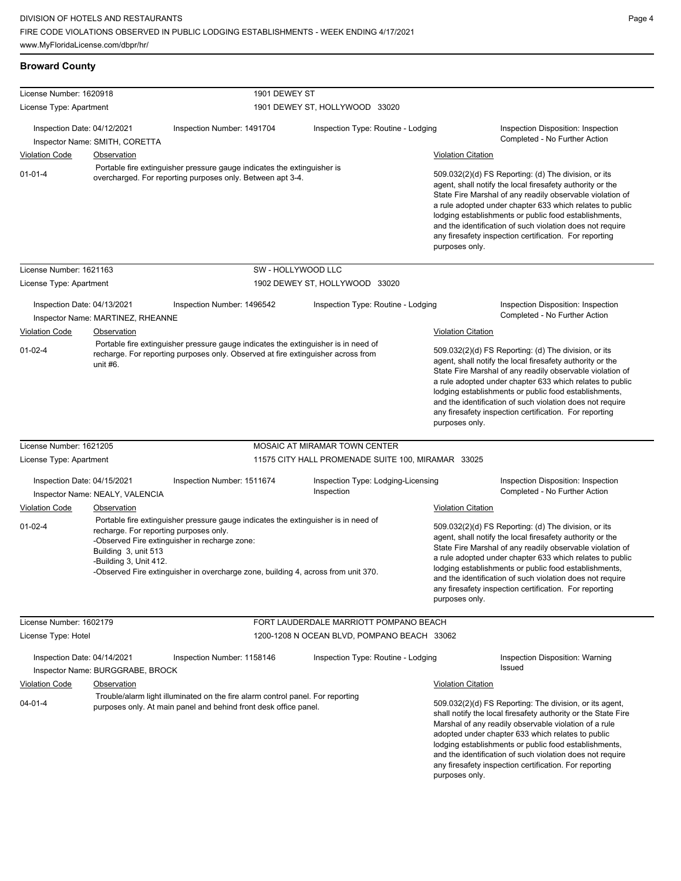## Broward County

**License Number:** 1620918 — **1901 DEWEY ST**
**License Type:** Apartment — 1901 DEWEY ST, HOLLYWOOD 33020

Inspection Date: 04/12/2021 | Inspection Number: 1491704 | Inspection Type: Routine - Lodging | Inspection Disposition: Inspection Completed - No Further Action
Inspector Name: SMITH, CORETTA

| Violation Code | Observation | Violation Citation |
|---|---|---|
| 01-01-4 | Portable fire extinguisher pressure gauge indicates the extinguisher is overcharged. For reporting purposes only. Between apt 3-4. | 509.032(2)(d) FS Reporting: (d) The division, or its agent, shall notify the local firesafety authority or the State Fire Marshal of any readily observable violation of a rule adopted under chapter 633 which relates to public lodging establishments or public food establishments, and the identification of such violation does not require any firesafety inspection certification. For reporting purposes only. |

---

**License Number:** 1621163 — **SW - HOLLYWOOD LLC**
**License Type:** Apartment — 1902 DEWEY ST, HOLLYWOOD 33020

Inspection Date: 04/13/2021 | Inspection Number: 1496542 | Inspection Type: Routine - Lodging | Inspection Disposition: Inspection Completed - No Further Action
Inspector Name: MARTINEZ, RHEANNE

| Violation Code | Observation | Violation Citation |
|---|---|---|
| 01-02-4 | Portable fire extinguisher pressure gauge indicates the extinguisher is in need of recharge. For reporting purposes only. Observed at fire extinguisher across from unit #6. | 509.032(2)(d) FS Reporting: (d) The division, or its agent, shall notify the local firesafety authority or the State Fire Marshal of any readily observable violation of a rule adopted under chapter 633 which relates to public lodging establishments or public food establishments, and the identification of such violation does not require any firesafety inspection certification. For reporting purposes only. |

---

**License Number:** 1621205 — **MOSAIC AT MIRAMAR TOWN CENTER**
**License Type:** Apartment — 11575 CITY HALL PROMENADE SUITE 100, MIRAMAR 33025

Inspection Date: 04/15/2021 | Inspection Number: 1511674 | Inspection Type: Lodging-Licensing Inspection | Inspection Disposition: Inspection Completed - No Further Action
Inspector Name: NEALY, VALENCIA

| Violation Code | Observation | Violation Citation |
|---|---|---|
| 01-02-4 | Portable fire extinguisher pressure gauge indicates the extinguisher is in need of recharge. For reporting purposes only. -Observed Fire extinguisher in recharge zone: Building 3, unit 513 -Building 3, Unit 412. -Observed Fire extinguisher in overcharge zone, building 4, across from unit 370. | 509.032(2)(d) FS Reporting: (d) The division, or its agent, shall notify the local firesafety authority or the State Fire Marshal of any readily observable violation of a rule adopted under chapter 633 which relates to public lodging establishments or public food establishments, and the identification of such violation does not require any firesafety inspection certification. For reporting purposes only. |

---

**License Number:** 1602179 — **FORT LAUDERDALE MARRIOTT POMPANO BEACH**
**License Type:** Hotel — 1200-1208 N OCEAN BLVD, POMPANO BEACH 33062

Inspection Date: 04/14/2021 | Inspection Number: 1158146 | Inspection Type: Routine - Lodging | Inspection Disposition: Warning Issued
Inspector Name: BURGGRABE, BROCK

| Violation Code | Observation | Violation Citation |
|---|---|---|
| 04-01-4 | Trouble/alarm light illuminated on the fire alarm control panel. For reporting purposes only. At main panel and behind front desk office panel. | 509.032(2)(d) FS Reporting: The division, or its agent, shall notify the local firesafety authority or the State Fire Marshal of any readily observable violation of a rule adopted under chapter 633 which relates to public lodging establishments or public food establishments, and the identification of such violation does not require any firesafety inspection certification. For reporting purposes only. |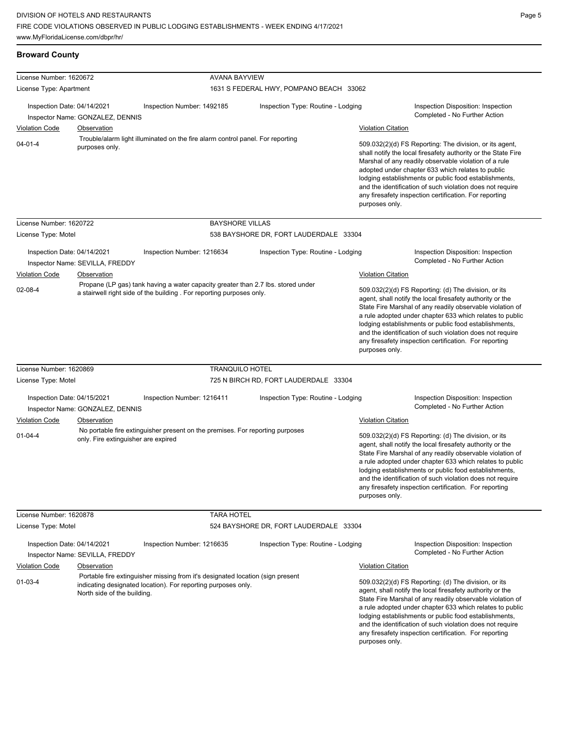## Broward County

**License Number:** 1620672 — **AVANA BAYVIEW**
**License Type:** Apartment — 1631 S FEDERAL HWY, POMPANO BEACH 33062

Inspection Date: 04/14/2021 | Inspection Number: 1492185 | Inspection Type: Routine - Lodging | Inspection Disposition: Inspection Completed - No Further Action
Inspector Name: GONZALEZ, DENNIS

| Violation Code | Observation | Violation Citation |
| --- | --- | --- |
| 04-01-4 | Trouble/alarm light illuminated on the fire alarm control panel. For reporting purposes only. | 509.032(2)(d) FS Reporting: The division, or its agent, shall notify the local firesafety authority or the State Fire Marshal of any readily observable violation of a rule adopted under chapter 633 which relates to public lodging establishments or public food establishments, and the identification of such violation does not require any firesafety inspection certification. For reporting purposes only. |

**License Number:** 1620722 — **BAYSHORE VILLAS**
**License Type:** Motel — 538 BAYSHORE DR, FORT LAUDERDALE 33304

Inspection Date: 04/14/2021 | Inspection Number: 1216634 | Inspection Type: Routine - Lodging | Inspection Disposition: Inspection Completed - No Further Action
Inspector Name: SEVILLA, FREDDY

| Violation Code | Observation | Violation Citation |
| --- | --- | --- |
| 02-08-4 | Propane (LP gas) tank having a water capacity greater than 2.7 lbs. stored under a stairwell right side of the building . For reporting purposes only. | 509.032(2)(d) FS Reporting: (d) The division, or its agent, shall notify the local firesafety authority or the State Fire Marshal of any readily observable violation of a rule adopted under chapter 633 which relates to public lodging establishments or public food establishments, and the identification of such violation does not require any firesafety inspection certification. For reporting purposes only. |

**License Number:** 1620869 — **TRANQUILO HOTEL**
**License Type:** Motel — 725 N BIRCH RD, FORT LAUDERDALE 33304

Inspection Date: 04/15/2021 | Inspection Number: 1216411 | Inspection Type: Routine - Lodging | Inspection Disposition: Inspection Completed - No Further Action
Inspector Name: GONZALEZ, DENNIS

| Violation Code | Observation | Violation Citation |
| --- | --- | --- |
| 01-04-4 | No portable fire extinguisher present on the premises. For reporting purposes only. Fire extinguisher are expired | 509.032(2)(d) FS Reporting: (d) The division, or its agent, shall notify the local firesafety authority or the State Fire Marshal of any readily observable violation of a rule adopted under chapter 633 which relates to public lodging establishments or public food establishments, and the identification of such violation does not require any firesafety inspection certification. For reporting purposes only. |

**License Number:** 1620878 — **TARA HOTEL**
**License Type:** Motel — 524 BAYSHORE DR, FORT LAUDERDALE 33304

Inspection Date: 04/14/2021 | Inspection Number: 1216635 | Inspection Type: Routine - Lodging | Inspection Disposition: Inspection Completed - No Further Action
Inspector Name: SEVILLA, FREDDY

| Violation Code | Observation | Violation Citation |
| --- | --- | --- |
| 01-03-4 | Portable fire extinguisher missing from it's designated location (sign present indicating designated location). For reporting purposes only. North side of the building. | 509.032(2)(d) FS Reporting: (d) The division, or its agent, shall notify the local firesafety authority or the State Fire Marshal of any readily observable violation of a rule adopted under chapter 633 which relates to public lodging establishments or public food establishments, and the identification of such violation does not require any firesafety inspection certification. For reporting purposes only. |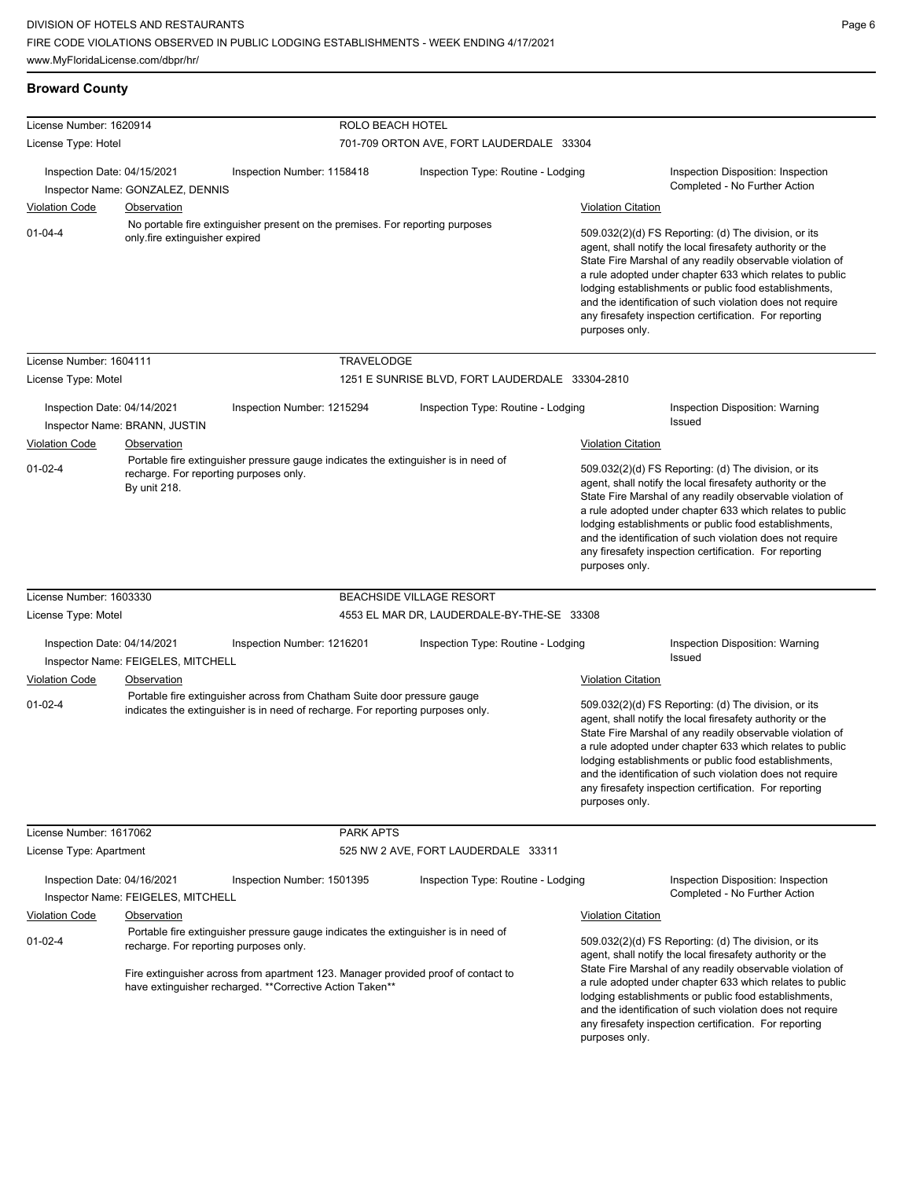## Broward County

**License Number:** 1620914 — **ROLO BEACH HOTEL**
**License Type:** Hotel — 701-709 ORTON AVE, FORT LAUDERDALE 33304

Inspection Date: 04/15/2021 | Inspection Number: 1158418 | Inspection Type: Routine - Lodging | Inspection Disposition: Inspection Completed - No Further Action
Inspector Name: GONZALEZ, DENNIS

| Violation Code | Observation | Violation Citation |
|---|---|---|
| 01-04-4 | No portable fire extinguisher present on the premises. For reporting purposes only.fire extinguisher expired | 509.032(2)(d) FS Reporting: (d) The division, or its agent, shall notify the local firesafety authority or the State Fire Marshal of any readily observable violation of a rule adopted under chapter 633 which relates to public lodging establishments or public food establishments, and the identification of such violation does not require any firesafety inspection certification. For reporting purposes only. |

**License Number:** 1604111 — **TRAVELODGE**
**License Type:** Motel — 1251 E SUNRISE BLVD, FORT LAUDERDALE 33304-2810

Inspection Date: 04/14/2021 | Inspection Number: 1215294 | Inspection Type: Routine - Lodging | Inspection Disposition: Warning Issued
Inspector Name: BRANN, JUSTIN

| Violation Code | Observation | Violation Citation |
|---|---|---|
| 01-02-4 | Portable fire extinguisher pressure gauge indicates the extinguisher is in need of recharge. For reporting purposes only. By unit 218. | 509.032(2)(d) FS Reporting: (d) The division, or its agent, shall notify the local firesafety authority or the State Fire Marshal of any readily observable violation of a rule adopted under chapter 633 which relates to public lodging establishments or public food establishments, and the identification of such violation does not require any firesafety inspection certification. For reporting purposes only. |

**License Number:** 1603330 — **BEACHSIDE VILLAGE RESORT**
**License Type:** Motel — 4553 EL MAR DR, LAUDERDALE-BY-THE-SE 33308

Inspection Date: 04/14/2021 | Inspection Number: 1216201 | Inspection Type: Routine - Lodging | Inspection Disposition: Warning Issued
Inspector Name: FEIGELES, MITCHELL

| Violation Code | Observation | Violation Citation |
|---|---|---|
| 01-02-4 | Portable fire extinguisher across from Chatham Suite door pressure gauge indicates the extinguisher is in need of recharge. For reporting purposes only. | 509.032(2)(d) FS Reporting: (d) The division, or its agent, shall notify the local firesafety authority or the State Fire Marshal of any readily observable violation of a rule adopted under chapter 633 which relates to public lodging establishments or public food establishments, and the identification of such violation does not require any firesafety inspection certification. For reporting purposes only. |

**License Number:** 1617062 — **PARK APTS**
**License Type:** Apartment — 525 NW 2 AVE, FORT LAUDERDALE 33311

Inspection Date: 04/16/2021 | Inspection Number: 1501395 | Inspection Type: Routine - Lodging | Inspection Disposition: Inspection Completed - No Further Action
Inspector Name: FEIGELES, MITCHELL

| Violation Code | Observation | Violation Citation |
|---|---|---|
| 01-02-4 | Portable fire extinguisher pressure gauge indicates the extinguisher is in need of recharge. For reporting purposes only. Fire extinguisher across from apartment 123. Manager provided proof of contact to have extinguisher recharged. **Corrective Action Taken** | 509.032(2)(d) FS Reporting: (d) The division, or its agent, shall notify the local firesafety authority or the State Fire Marshal of any readily observable violation of a rule adopted under chapter 633 which relates to public lodging establishments or public food establishments, and the identification of such violation does not require any firesafety inspection certification. For reporting purposes only. |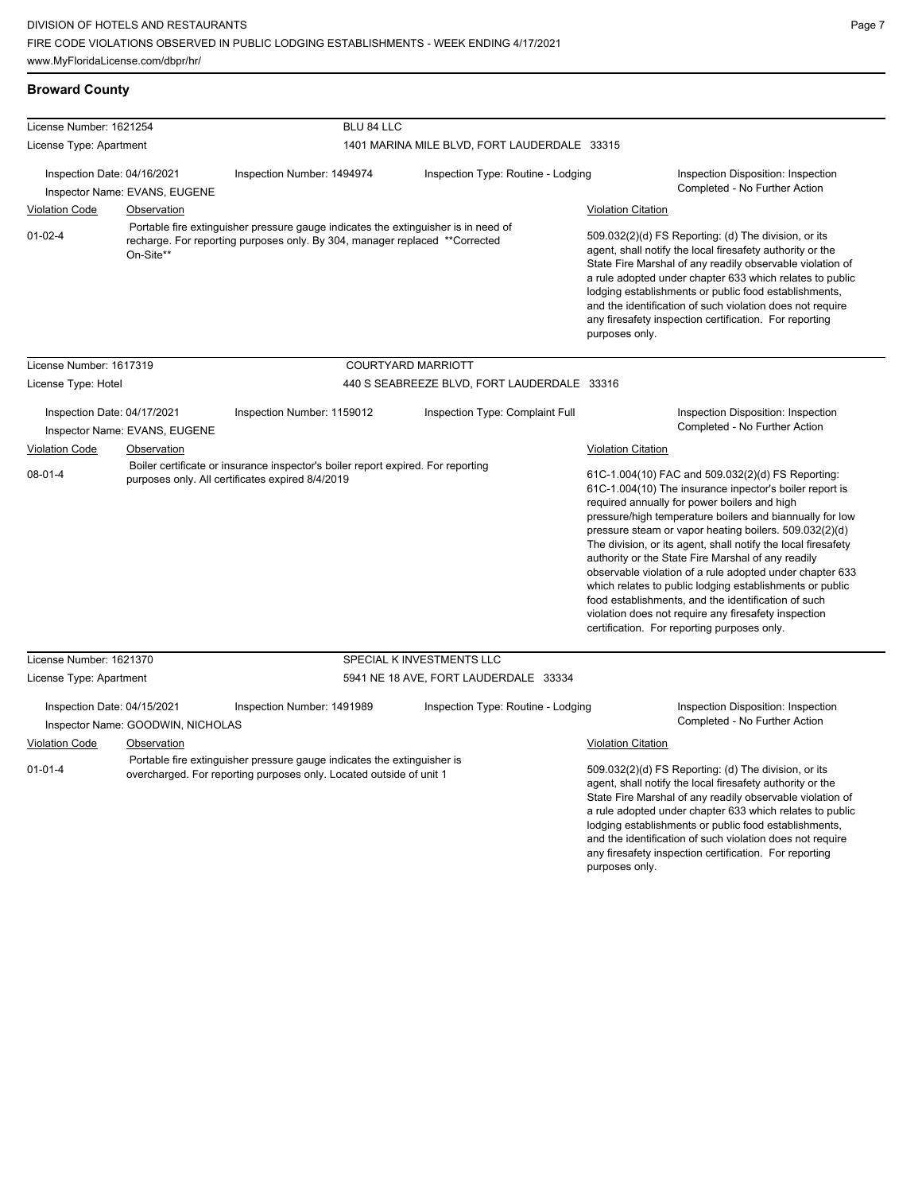## Broward County

**License Number:** 1621254 — **BLU 84 LLC**
**License Type:** Apartment — 1401 MARINA MILE BLVD, FORT LAUDERDALE 33315

Inspection Date: 04/16/2021 | Inspection Number: 1494974 | Inspection Type: Routine - Lodging | Inspection Disposition: Inspection Completed - No Further Action
Inspector Name: EVANS, EUGENE

| Violation Code | Observation | Violation Citation |
| --- | --- | --- |
| 01-02-4 | Portable fire extinguisher pressure gauge indicates the extinguisher is in need of recharge. For reporting purposes only. By 304, manager replaced **Corrected On-Site** | 509.032(2)(d) FS Reporting: (d) The division, or its agent, shall notify the local firesafety authority or the State Fire Marshal of any readily observable violation of a rule adopted under chapter 633 which relates to public lodging establishments or public food establishments, and the identification of such violation does not require any firesafety inspection certification. For reporting purposes only. |

**License Number:** 1617319 — **COURTYARD MARRIOTT**
**License Type:** Hotel — 440 S SEABREEZE BLVD, FORT LAUDERDALE 33316

Inspection Date: 04/17/2021 | Inspection Number: 1159012 | Inspection Type: Complaint Full | Inspection Disposition: Inspection Completed - No Further Action
Inspector Name: EVANS, EUGENE

| Violation Code | Observation | Violation Citation |
| --- | --- | --- |
| 08-01-4 | Boiler certificate or insurance inspector's boiler report expired. For reporting purposes only. All certificates expired 8/4/2019 | 61C-1.004(10) FAC and 509.032(2)(d) FS Reporting: 61C-1.004(10) The insurance inpector's boiler report is required annually for power boilers and high pressure/high temperature boilers and biannually for low pressure steam or vapor heating boilers. 509.032(2)(d) The division, or its agent, shall notify the local firesafety authority or the State Fire Marshal of any readily observable violation of a rule adopted under chapter 633 which relates to public lodging establishments or public food establishments, and the identification of such violation does not require any firesafety inspection certification. For reporting purposes only. |

**License Number:** 1621370 — **SPECIAL K INVESTMENTS LLC**
**License Type:** Apartment — 5941 NE 18 AVE, FORT LAUDERDALE 33334

Inspection Date: 04/15/2021 | Inspection Number: 1491989 | Inspection Type: Routine - Lodging | Inspection Disposition: Inspection Completed - No Further Action
Inspector Name: GOODWIN, NICHOLAS

| Violation Code | Observation | Violation Citation |
| --- | --- | --- |
| 01-01-4 | Portable fire extinguisher pressure gauge indicates the extinguisher is overcharged. For reporting purposes only. Located outside of unit 1 | 509.032(2)(d) FS Reporting: (d) The division, or its agent, shall notify the local firesafety authority or the State Fire Marshal of any readily observable violation of a rule adopted under chapter 633 which relates to public lodging establishments or public food establishments, and the identification of such violation does not require any firesafety inspection certification. For reporting purposes only. |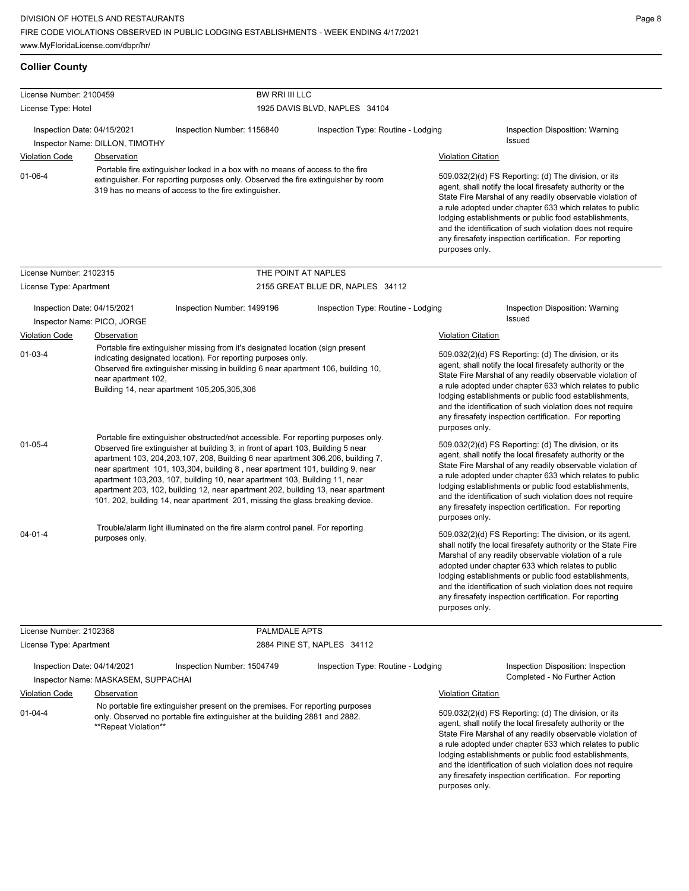## Collier County

**License Number:** 2100459 — **BW RRI III LLC**
**License Type:** Hotel — 1925 DAVIS BLVD, NAPLES 34104

Inspection Date: 04/15/2021 | Inspection Number: 1156840 | Inspection Type: Routine - Lodging | Inspection Disposition: Warning Issued
Inspector Name: DILLON, TIMOTHY

| Violation Code | Observation | Violation Citation |
| --- | --- | --- |
| 01-06-4 | Portable fire extinguisher locked in a box with no means of access to the fire extinguisher. For reporting purposes only. Observed the fire extinguisher by room 319 has no means of access to the fire extinguisher. | 509.032(2)(d) FS Reporting: (d) The division, or its agent, shall notify the local firesafety authority or the State Fire Marshal of any readily observable violation of a rule adopted under chapter 633 which relates to public lodging establishments or public food establishments, and the identification of such violation does not require any firesafety inspection certification. For reporting purposes only. |

**License Number:** 2102315 — **THE POINT AT NAPLES**
**License Type:** Apartment — 2155 GREAT BLUE DR, NAPLES 34112

Inspection Date: 04/15/2021 | Inspection Number: 1499196 | Inspection Type: Routine - Lodging | Inspection Disposition: Warning Issued
Inspector Name: PICO, JORGE

| Violation Code | Observation | Violation Citation |
| --- | --- | --- |
| 01-03-4 | Portable fire extinguisher missing from it's designated location (sign present indicating designated location). For reporting purposes only. Observed fire extinguisher missing in building 6 near apartment 106, building 10, near apartment 102, Building 14, near apartment 105,205,305,306 | 509.032(2)(d) FS Reporting: (d) The division, or its agent, shall notify the local firesafety authority or the State Fire Marshal of any readily observable violation of a rule adopted under chapter 633 which relates to public lodging establishments or public food establishments, and the identification of such violation does not require any firesafety inspection certification. For reporting purposes only. |
| 01-05-4 | Portable fire extinguisher obstructed/not accessible. For reporting purposes only. Observed fire extinguisher at building 3, in front of apart 103, Building 5 near apartment 103, 204,203,107, 208, Building 6 near apartment 306,206, building 7, near apartment 101, 103,304, building 8 , near apartment 101, building 9, near apartment 103,203, 107, building 10, near apartment 103, Building 11, near apartment 203, 102, building 12, near apartment 202, building 13, near apartment 101, 202, building 14, near apartment 201, missing the glass breaking device. | 509.032(2)(d) FS Reporting: (d) The division, or its agent, shall notify the local firesafety authority or the State Fire Marshal of any readily observable violation of a rule adopted under chapter 633 which relates to public lodging establishments or public food establishments, and the identification of such violation does not require any firesafety inspection certification. For reporting purposes only. |
| 04-01-4 | Trouble/alarm light illuminated on the fire alarm control panel. For reporting purposes only. | 509.032(2)(d) FS Reporting: The division, or its agent, shall notify the local firesafety authority or the State Fire Marshal of any readily observable violation of a rule adopted under chapter 633 which relates to public lodging establishments or public food establishments, and the identification of such violation does not require any firesafety inspection certification. For reporting purposes only. |

**License Number:** 2102368 — **PALMDALE APTS**
**License Type:** Apartment — 2884 PINE ST, NAPLES 34112

Inspection Date: 04/14/2021 | Inspection Number: 1504749 | Inspection Type: Routine - Lodging | Inspection Disposition: Inspection Completed - No Further Action
Inspector Name: MASKASEM, SUPPACHAI

| Violation Code | Observation | Violation Citation |
| --- | --- | --- |
| 01-04-4 | No portable fire extinguisher present on the premises. For reporting purposes only. Observed no portable fire extinguisher at the building 2881 and 2882. **Repeat Violation** | 509.032(2)(d) FS Reporting: (d) The division, or its agent, shall notify the local firesafety authority or the State Fire Marshal of any readily observable violation of a rule adopted under chapter 633 which relates to public lodging establishments or public food establishments, and the identification of such violation does not require any firesafety inspection certification. For reporting purposes only. |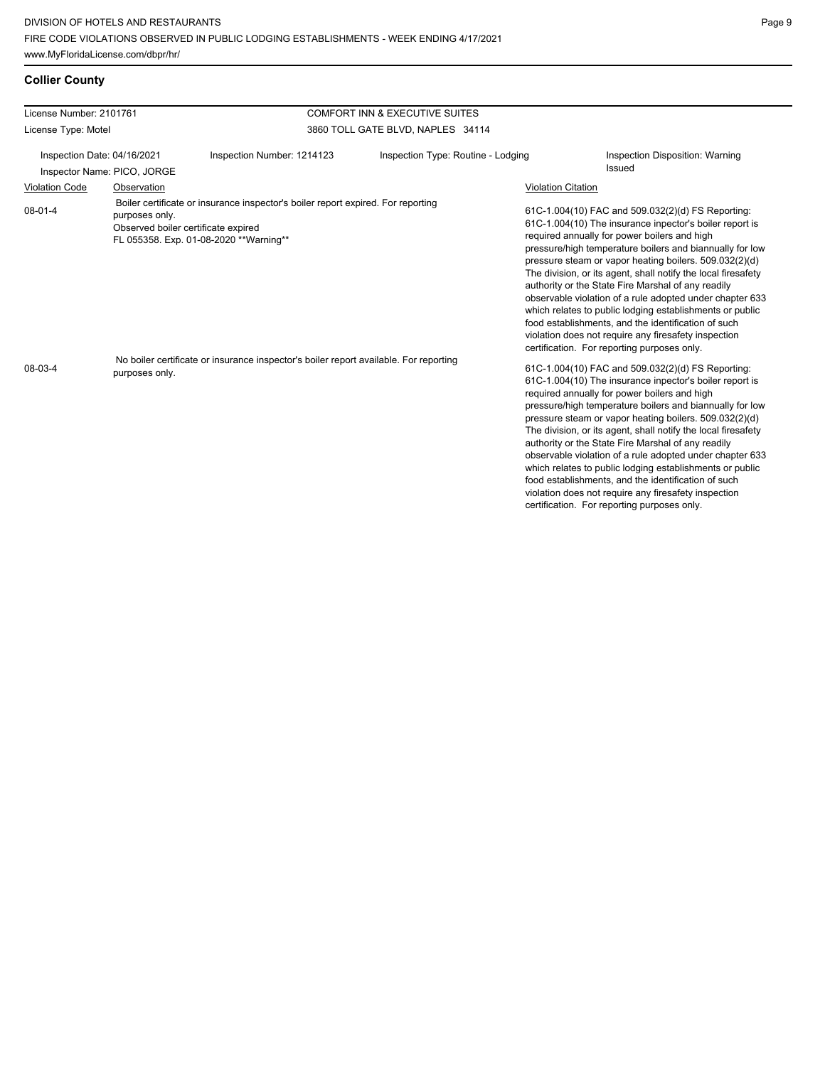**Collier County**

| License Number: 2101761 | | COMFORT INN & EXECUTIVE SUITES | |
|---|---|---|---|
| License Type: Motel | | 3860 TOLL GATE BLVD, NAPLES 34114 | |
| Inspection Date: 04/16/2021 | Inspection Number: 1214123 | Inspection Type: Routine - Lodging | Inspection Disposition: Warning Issued |
| Inspector Name: PICO, JORGE | | | |

| Violation Code | Observation | Violation Citation |
|---|---|---|
| 08-01-4 | Boiler certificate or insurance inspector's boiler report expired. For reporting purposes only. Observed boiler certificate expired FL 055358. Exp. 01-08-2020 **Warning** | 61C-1.004(10) FAC and 509.032(2)(d) FS Reporting: 61C-1.004(10) The insurance inpector's boiler report is required annually for power boilers and high pressure/high temperature boilers and biannually for low pressure steam or vapor heating boilers. 509.032(2)(d) The division, or its agent, shall notify the local firesafety authority or the State Fire Marshal of any readily observable violation of a rule adopted under chapter 633 which relates to public lodging establishments or public food establishments, and the identification of such violation does not require any firesafety inspection certification. For reporting purposes only. |
| 08-03-4 | No boiler certificate or insurance inspector's boiler report available. For reporting purposes only. | 61C-1.004(10) FAC and 509.032(2)(d) FS Reporting: 61C-1.004(10) The insurance inpector's boiler report is required annually for power boilers and high pressure/high temperature boilers and biannually for low pressure steam or vapor heating boilers. 509.032(2)(d) The division, or its agent, shall notify the local firesafety authority or the State Fire Marshal of any readily observable violation of a rule adopted under chapter 633 which relates to public lodging establishments or public food establishments, and the identification of such violation does not require any firesafety inspection certification. For reporting purposes only. |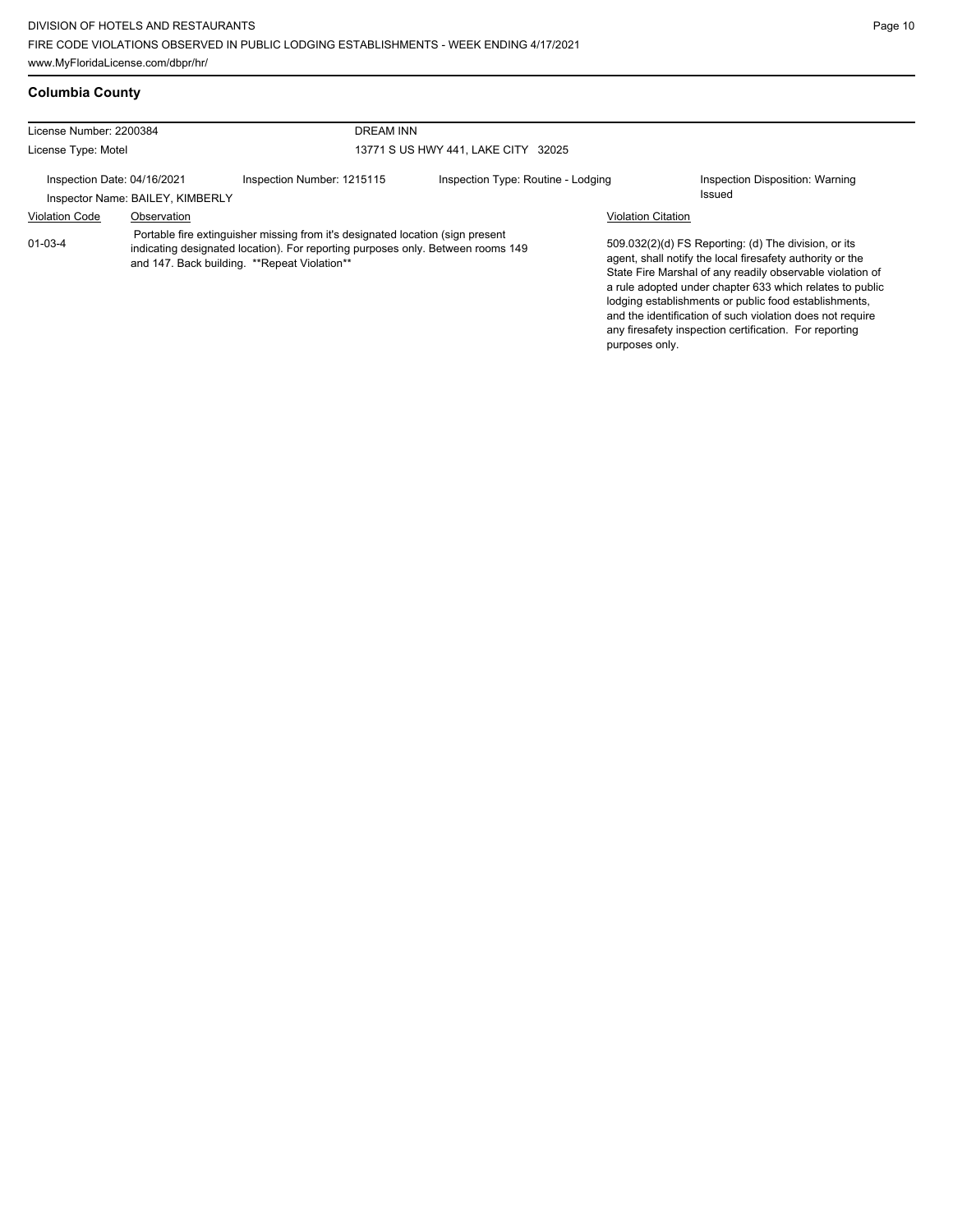## Columbia County

License Number: 2200384

License Type: Motel

DREAM INN

13771 S US HWY 441, LAKE CITY 32025

Inspection Date: 04/16/2021

Inspection Number: 1215115

Inspection Type: Routine - Lodging

Inspection Disposition: Warning Issued

Inspector Name: BAILEY, KIMBERLY

| Violation Code | Observation | Violation Citation |
|---|---|---|
| 01-03-4 | Portable fire extinguisher missing from it's designated location (sign present indicating designated location). For reporting purposes only. Between rooms 149 and 147. Back building. **Repeat Violation** | 509.032(2)(d) FS Reporting: (d) The division, or its agent, shall notify the local firesafety authority or the State Fire Marshal of any readily observable violation of a rule adopted under chapter 633 which relates to public lodging establishments or public food establishments, and the identification of such violation does not require any firesafety inspection certification. For reporting purposes only. |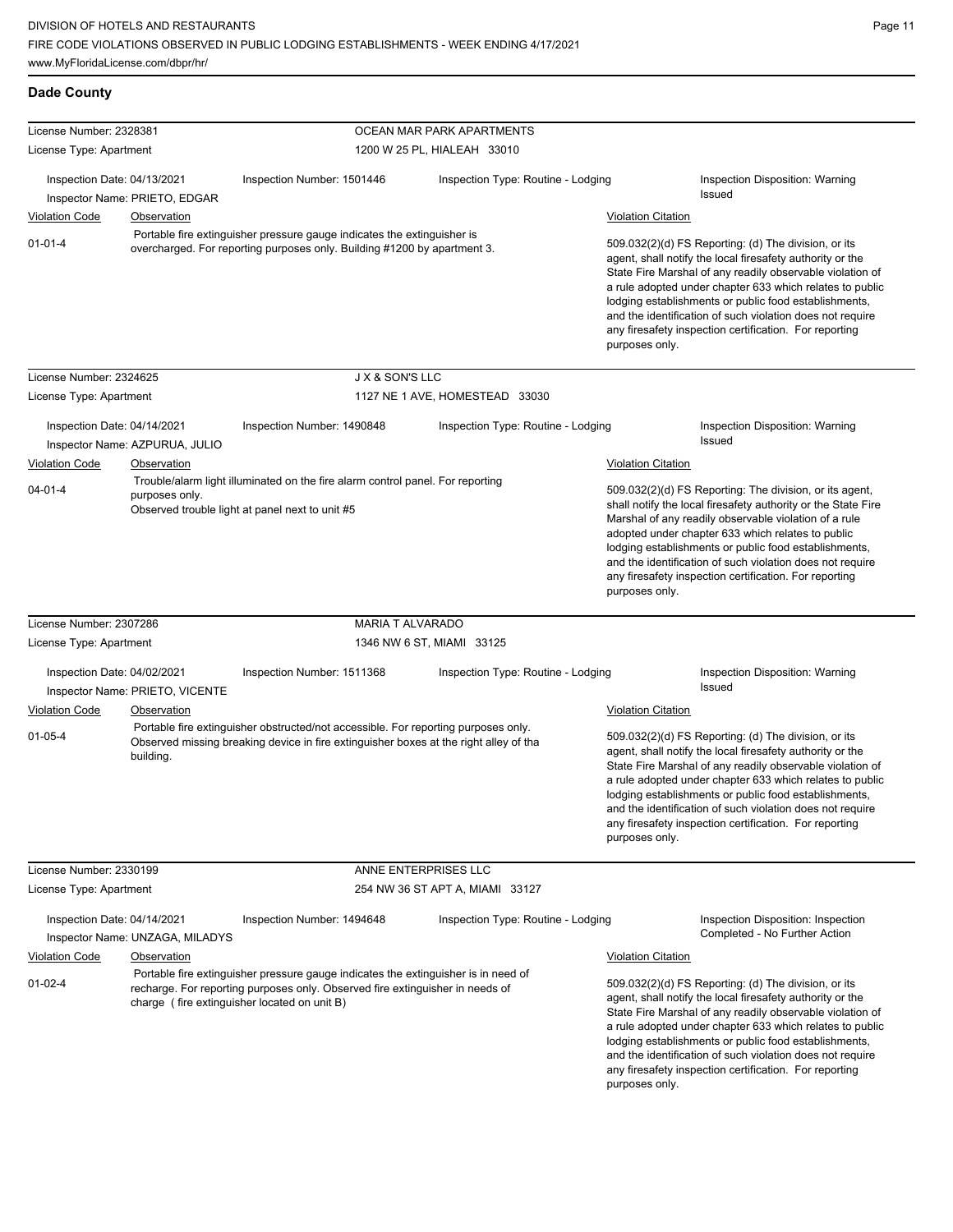## Dade County

**License Number:** 2328381 — **OCEAN MAR PARK APARTMENTS**
**License Type:** Apartment — 1200 W 25 PL, HIALEAH 33010

Inspection Date: 04/13/2021 | Inspection Number: 1501446 | Inspection Type: Routine - Lodging | Inspection Disposition: Warning Issued
Inspector Name: PRIETO, EDGAR

| Violation Code | Observation | Violation Citation |
|---|---|---|
| 01-01-4 | Portable fire extinguisher pressure gauge indicates the extinguisher is overcharged. For reporting purposes only. Building #1200 by apartment 3. | 509.032(2)(d) FS Reporting: (d) The division, or its agent, shall notify the local firesafety authority or the State Fire Marshal of any readily observable violation of a rule adopted under chapter 633 which relates to public lodging establishments or public food establishments, and the identification of such violation does not require any firesafety inspection certification. For reporting purposes only. |

**License Number:** 2324625 — **J X & SON'S LLC**
**License Type:** Apartment — 1127 NE 1 AVE, HOMESTEAD 33030

Inspection Date: 04/14/2021 | Inspection Number: 1490848 | Inspection Type: Routine - Lodging | Inspection Disposition: Warning Issued
Inspector Name: AZPURUA, JULIO

| Violation Code | Observation | Violation Citation |
|---|---|---|
| 04-01-4 | Trouble/alarm light illuminated on the fire alarm control panel. For reporting purposes only. Observed trouble light at panel next to unit #5 | 509.032(2)(d) FS Reporting: The division, or its agent, shall notify the local firesafety authority or the State Fire Marshal of any readily observable violation of a rule adopted under chapter 633 which relates to public lodging establishments or public food establishments, and the identification of such violation does not require any firesafety inspection certification. For reporting purposes only. |

**License Number:** 2307286 — **MARIA T ALVARADO**
**License Type:** Apartment — 1346 NW 6 ST, MIAMI 33125

Inspection Date: 04/02/2021 | Inspection Number: 1511368 | Inspection Type: Routine - Lodging | Inspection Disposition: Warning Issued
Inspector Name: PRIETO, VICENTE

| Violation Code | Observation | Violation Citation |
|---|---|---|
| 01-05-4 | Portable fire extinguisher obstructed/not accessible. For reporting purposes only. Observed missing breaking device in fire extinguisher boxes at the right alley of tha building. | 509.032(2)(d) FS Reporting: (d) The division, or its agent, shall notify the local firesafety authority or the State Fire Marshal of any readily observable violation of a rule adopted under chapter 633 which relates to public lodging establishments or public food establishments, and the identification of such violation does not require any firesafety inspection certification. For reporting purposes only. |

**License Number:** 2330199 — **ANNE ENTERPRISES LLC**
**License Type:** Apartment — 254 NW 36 ST APT A, MIAMI 33127

Inspection Date: 04/14/2021 | Inspection Number: 1494648 | Inspection Type: Routine - Lodging | Inspection Disposition: Inspection Completed - No Further Action
Inspector Name: UNZAGA, MILADYS

| Violation Code | Observation | Violation Citation |
|---|---|---|
| 01-02-4 | Portable fire extinguisher pressure gauge indicates the extinguisher is in need of recharge. For reporting purposes only. Observed fire extinguisher in needs of charge (fire extinguisher located on unit B) | 509.032(2)(d) FS Reporting: (d) The division, or its agent, shall notify the local firesafety authority or the State Fire Marshal of any readily observable violation of a rule adopted under chapter 633 which relates to public lodging establishments or public food establishments, and the identification of such violation does not require any firesafety inspection certification. For reporting purposes only. |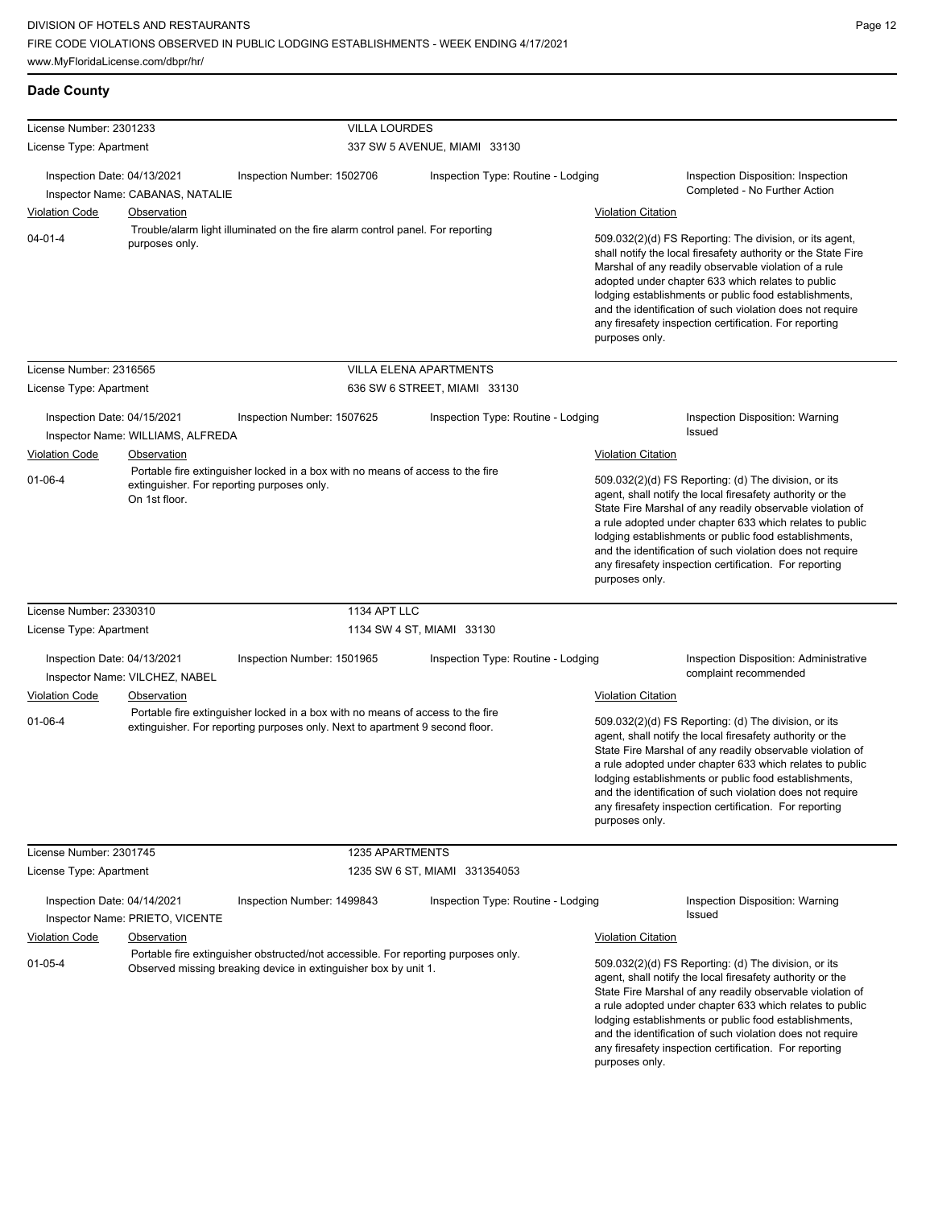## Dade County

**License Number:** 2301233 — **VILLA LOURDES**
**License Type:** Apartment — 337 SW 5 AVENUE, MIAMI 33130

Inspection Date: 04/13/2021 | Inspection Number: 1502706 | Inspection Type: Routine - Lodging | Inspection Disposition: Inspection Completed - No Further Action
Inspector Name: CABANAS, NATALIE

| Violation Code | Observation | Violation Citation |
|---|---|---|
| 04-01-4 | Trouble/alarm light illuminated on the fire alarm control panel. For reporting purposes only. | 509.032(2)(d) FS Reporting: The division, or its agent, shall notify the local firesafety authority or the State Fire Marshal of any readily observable violation of a rule adopted under chapter 633 which relates to public lodging establishments or public food establishments, and the identification of such violation does not require any firesafety inspection certification. For reporting purposes only. |

**License Number:** 2316565 — **VILLA ELENA APARTMENTS**
**License Type:** Apartment — 636 SW 6 STREET, MIAMI 33130

Inspection Date: 04/15/2021 | Inspection Number: 1507625 | Inspection Type: Routine - Lodging | Inspection Disposition: Warning Issued
Inspector Name: WILLIAMS, ALFREDA

| Violation Code | Observation | Violation Citation |
|---|---|---|
| 01-06-4 | Portable fire extinguisher locked in a box with no means of access to the fire extinguisher. For reporting purposes only. On 1st floor. | 509.032(2)(d) FS Reporting: (d) The division, or its agent, shall notify the local firesafety authority or the State Fire Marshal of any readily observable violation of a rule adopted under chapter 633 which relates to public lodging establishments or public food establishments, and the identification of such violation does not require any firesafety inspection certification. For reporting purposes only. |

**License Number:** 2330310 — **1134 APT LLC**
**License Type:** Apartment — 1134 SW 4 ST, MIAMI 33130

Inspection Date: 04/13/2021 | Inspection Number: 1501965 | Inspection Type: Routine - Lodging | Inspection Disposition: Administrative complaint recommended
Inspector Name: VILCHEZ, NABEL

| Violation Code | Observation | Violation Citation |
|---|---|---|
| 01-06-4 | Portable fire extinguisher locked in a box with no means of access to the fire extinguisher. For reporting purposes only. Next to apartment 9 second floor. | 509.032(2)(d) FS Reporting: (d) The division, or its agent, shall notify the local firesafety authority or the State Fire Marshal of any readily observable violation of a rule adopted under chapter 633 which relates to public lodging establishments or public food establishments, and the identification of such violation does not require any firesafety inspection certification. For reporting purposes only. |

**License Number:** 2301745 — **1235 APARTMENTS**
**License Type:** Apartment — 1235 SW 6 ST, MIAMI 331354053

Inspection Date: 04/14/2021 | Inspection Number: 1499843 | Inspection Type: Routine - Lodging | Inspection Disposition: Warning Issued
Inspector Name: PRIETO, VICENTE

| Violation Code | Observation | Violation Citation |
|---|---|---|
| 01-05-4 | Portable fire extinguisher obstructed/not accessible. For reporting purposes only. Observed missing breaking device in extinguisher box by unit 1. | 509.032(2)(d) FS Reporting: (d) The division, or its agent, shall notify the local firesafety authority or the State Fire Marshal of any readily observable violation of a rule adopted under chapter 633 which relates to public lodging establishments or public food establishments, and the identification of such violation does not require any firesafety inspection certification. For reporting purposes only. |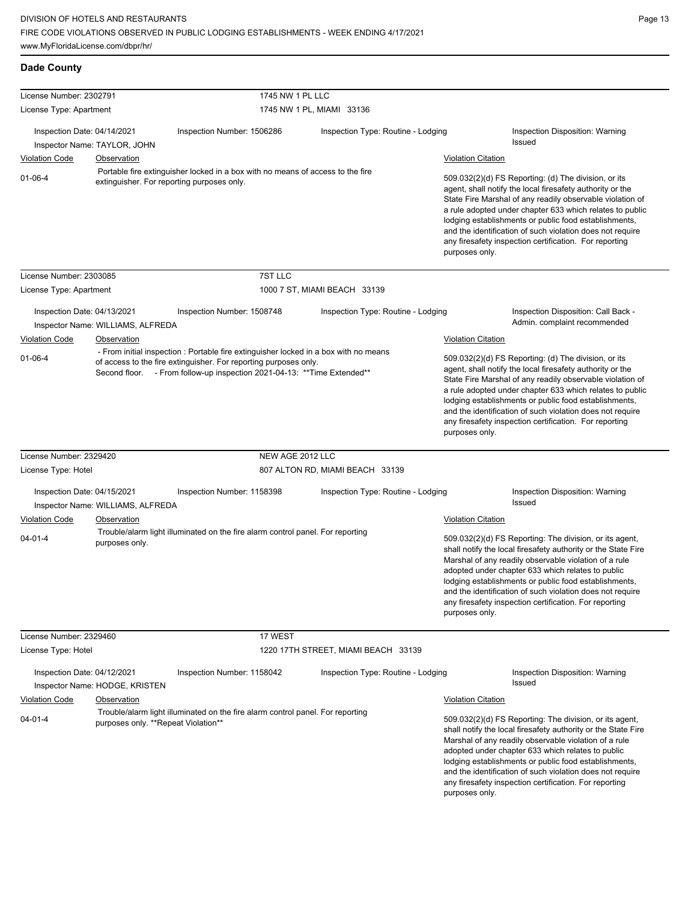## Dade County

**License Number:** 2302791 — 1745 NW 1 PL LLC
**License Type:** Apartment — 1745 NW 1 PL, MIAMI 33136

Inspection Date: 04/14/2021 | Inspection Number: 1506286 | Inspection Type: Routine - Lodging | Inspection Disposition: Warning Issued
Inspector Name: TAYLOR, JOHN

| Violation Code | Observation | Violation Citation |
|---|---|---|
| 01-06-4 | Portable fire extinguisher locked in a box with no means of access to the fire extinguisher. For reporting purposes only. | 509.032(2)(d) FS Reporting: (d) The division, or its agent, shall notify the local firesafety authority or the State Fire Marshal of any readily observable violation of a rule adopted under chapter 633 which relates to public lodging establishments or public food establishments, and the identification of such violation does not require any firesafety inspection certification. For reporting purposes only. |

---

**License Number:** 2303085 — 7ST LLC
**License Type:** Apartment — 1000 7 ST, MIAMI BEACH 33139

Inspection Date: 04/13/2021 | Inspection Number: 1508748 | Inspection Type: Routine - Lodging | Inspection Disposition: Call Back - Admin. complaint recommended
Inspector Name: WILLIAMS, ALFREDA

| Violation Code | Observation | Violation Citation |
|---|---|---|
| 01-06-4 | - From initial inspection : Portable fire extinguisher locked in a box with no means of access to the fire extinguisher. For reporting purposes only. Second floor. - From follow-up inspection 2021-04-13: **Time Extended** | 509.032(2)(d) FS Reporting: (d) The division, or its agent, shall notify the local firesafety authority or the State Fire Marshal of any readily observable violation of a rule adopted under chapter 633 which relates to public lodging establishments or public food establishments, and the identification of such violation does not require any firesafety inspection certification. For reporting purposes only. |

---

**License Number:** 2329420 — NEW AGE 2012 LLC
**License Type:** Hotel — 807 ALTON RD, MIAMI BEACH 33139

Inspection Date: 04/15/2021 | Inspection Number: 1158398 | Inspection Type: Routine - Lodging | Inspection Disposition: Warning Issued
Inspector Name: WILLIAMS, ALFREDA

| Violation Code | Observation | Violation Citation |
|---|---|---|
| 04-01-4 | Trouble/alarm light illuminated on the fire alarm control panel. For reporting purposes only. | 509.032(2)(d) FS Reporting: The division, or its agent, shall notify the local firesafety authority or the State Fire Marshal of any readily observable violation of a rule adopted under chapter 633 which relates to public lodging establishments or public food establishments, and the identification of such violation does not require any firesafety inspection certification. For reporting purposes only. |

---

**License Number:** 2329460 — 17 WEST
**License Type:** Hotel — 1220 17TH STREET, MIAMI BEACH 33139

Inspection Date: 04/12/2021 | Inspection Number: 1158042 | Inspection Type: Routine - Lodging | Inspection Disposition: Warning Issued
Inspector Name: HODGE, KRISTEN

| Violation Code | Observation | Violation Citation |
|---|---|---|
| 04-01-4 | Trouble/alarm light illuminated on the fire alarm control panel. For reporting purposes only. **Repeat Violation** | 509.032(2)(d) FS Reporting: The division, or its agent, shall notify the local firesafety authority or the State Fire Marshal of any readily observable violation of a rule adopted under chapter 633 which relates to public lodging establishments or public food establishments, and the identification of such violation does not require any firesafety inspection certification. For reporting purposes only. |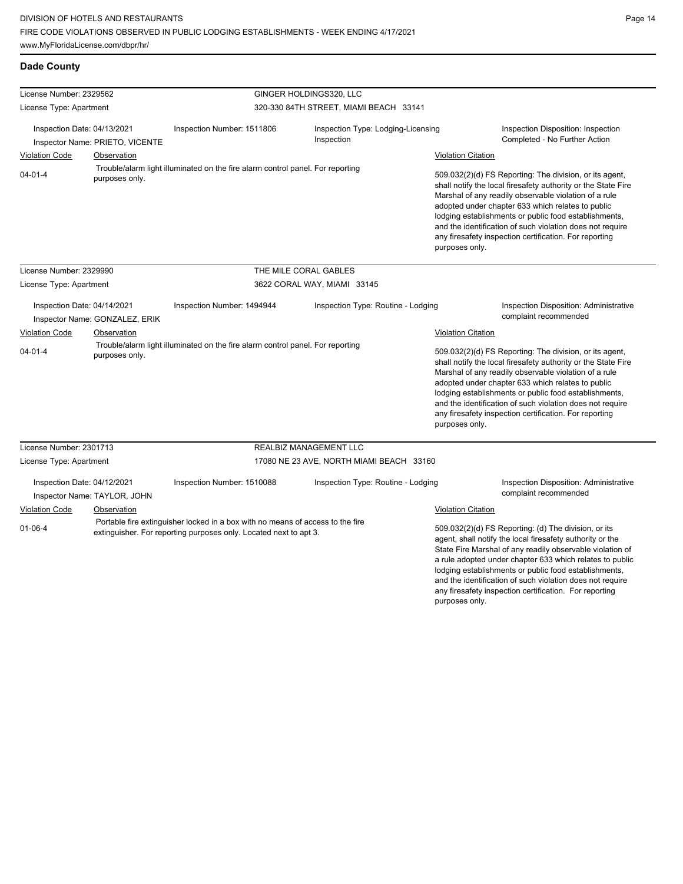## Dade County

**License Number:** 2329562 — GINGER HOLDINGS320, LLC
**License Type:** Apartment — 320-330 84TH STREET, MIAMI BEACH 33141

**Inspection Date:** 04/13/2021 | **Inspection Number:** 1511806 | **Inspection Type:** Lodging-Licensing Inspection | **Inspection Disposition:** Inspection Completed - No Further Action
**Inspector Name:** PRIETO, VICENTE

| Violation Code | Observation | Violation Citation |
|---|---|---|
| 04-01-4 | Trouble/alarm light illuminated on the fire alarm control panel. For reporting purposes only. | 509.032(2)(d) FS Reporting: The division, or its agent, shall notify the local firesafety authority or the State Fire Marshal of any readily observable violation of a rule adopted under chapter 633 which relates to public lodging establishments or public food establishments, and the identification of such violation does not require any firesafety inspection certification. For reporting purposes only. |

**License Number:** 2329990 — THE MILE CORAL GABLES
**License Type:** Apartment — 3622 CORAL WAY, MIAMI 33145

**Inspection Date:** 04/14/2021 | **Inspection Number:** 1494944 | **Inspection Type:** Routine - Lodging | **Inspection Disposition:** Administrative complaint recommended
**Inspector Name:** GONZALEZ, ERIK

| Violation Code | Observation | Violation Citation |
|---|---|---|
| 04-01-4 | Trouble/alarm light illuminated on the fire alarm control panel. For reporting purposes only. | 509.032(2)(d) FS Reporting: The division, or its agent, shall notify the local firesafety authority or the State Fire Marshal of any readily observable violation of a rule adopted under chapter 633 which relates to public lodging establishments or public food establishments, and the identification of such violation does not require any firesafety inspection certification. For reporting purposes only. |

**License Number:** 2301713 — REALBIZ MANAGEMENT LLC
**License Type:** Apartment — 17080 NE 23 AVE, NORTH MIAMI BEACH 33160

**Inspection Date:** 04/12/2021 | **Inspection Number:** 1510088 | **Inspection Type:** Routine - Lodging | **Inspection Disposition:** Administrative complaint recommended
**Inspector Name:** TAYLOR, JOHN

| Violation Code | Observation | Violation Citation |
|---|---|---|
| 01-06-4 | Portable fire extinguisher locked in a box with no means of access to the fire extinguisher. For reporting purposes only. Located next to apt 3. | 509.032(2)(d) FS Reporting: (d) The division, or its agent, shall notify the local firesafety authority or the State Fire Marshal of any readily observable violation of a rule adopted under chapter 633 which relates to public lodging establishments or public food establishments, and the identification of such violation does not require any firesafety inspection certification. For reporting purposes only. |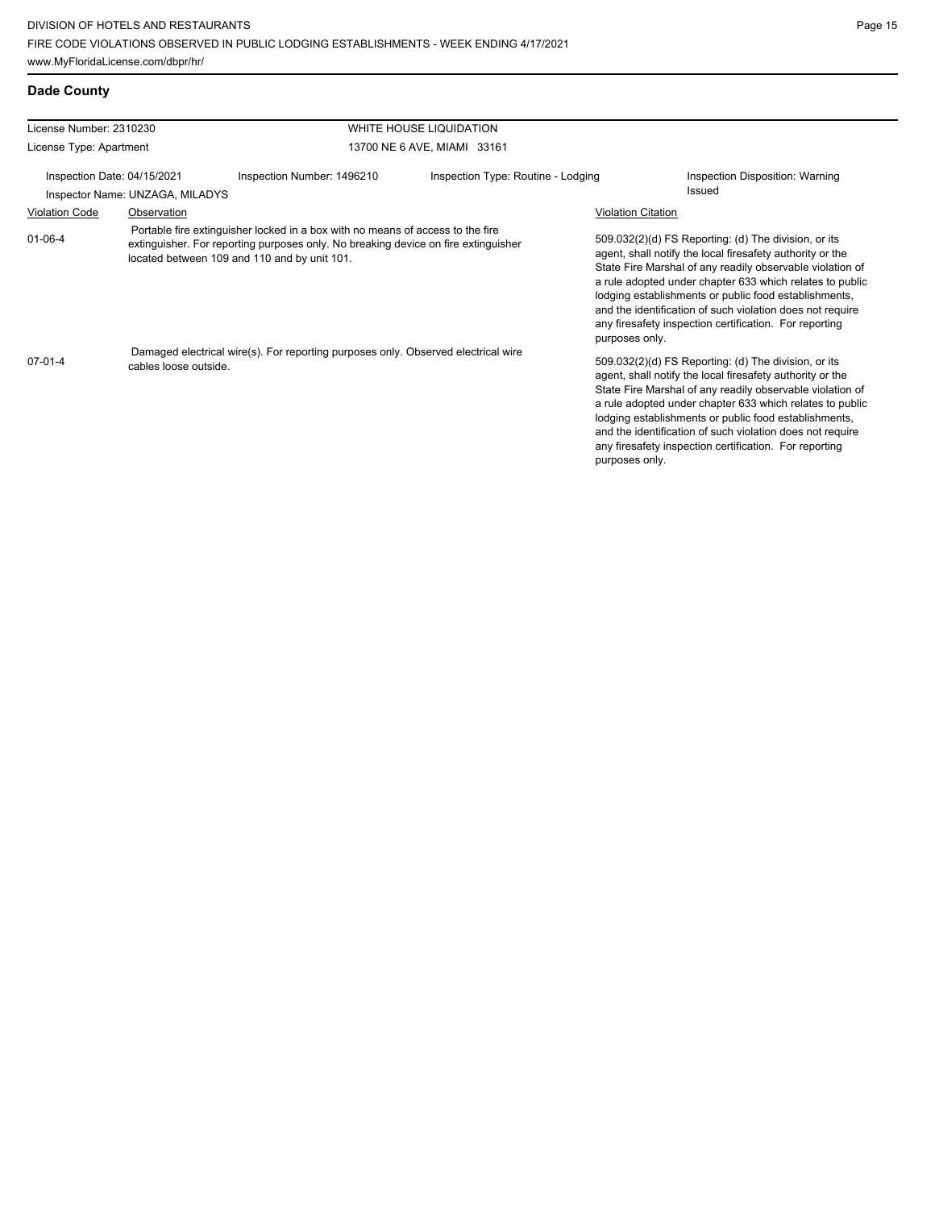## Dade County

| License Number: 2310230 | | WHITE HOUSE LIQUIDATION | |
|---|---|---|---|
| License Type: Apartment | | 13700 NE 6 AVE, MIAMI 33161 | |
| Inspection Date: 04/15/2021 | Inspection Number: 1496210 | Inspection Type: Routine - Lodging | Inspection Disposition: Warning Issued |
| Inspector Name: UNZAGA, MILADYS | | | |

| Violation Code | Observation | Violation Citation |
|---|---|---|
| 01-06-4 | Portable fire extinguisher locked in a box with no means of access to the fire extinguisher. For reporting purposes only. No breaking device on fire extinguisher located between 109 and 110 and by unit 101. | 509.032(2)(d) FS Reporting: (d) The division, or its agent, shall notify the local firesafety authority or the State Fire Marshal of any readily observable violation of a rule adopted under chapter 633 which relates to public lodging establishments or public food establishments, and the identification of such violation does not require any firesafety inspection certification. For reporting purposes only. |
| 07-01-4 | Damaged electrical wire(s). For reporting purposes only. Observed electrical wire cables loose outside. | 509.032(2)(d) FS Reporting: (d) The division, or its agent, shall notify the local firesafety authority or the State Fire Marshal of any readily observable violation of a rule adopted under chapter 633 which relates to public lodging establishments or public food establishments, and the identification of such violation does not require any firesafety inspection certification. For reporting purposes only. |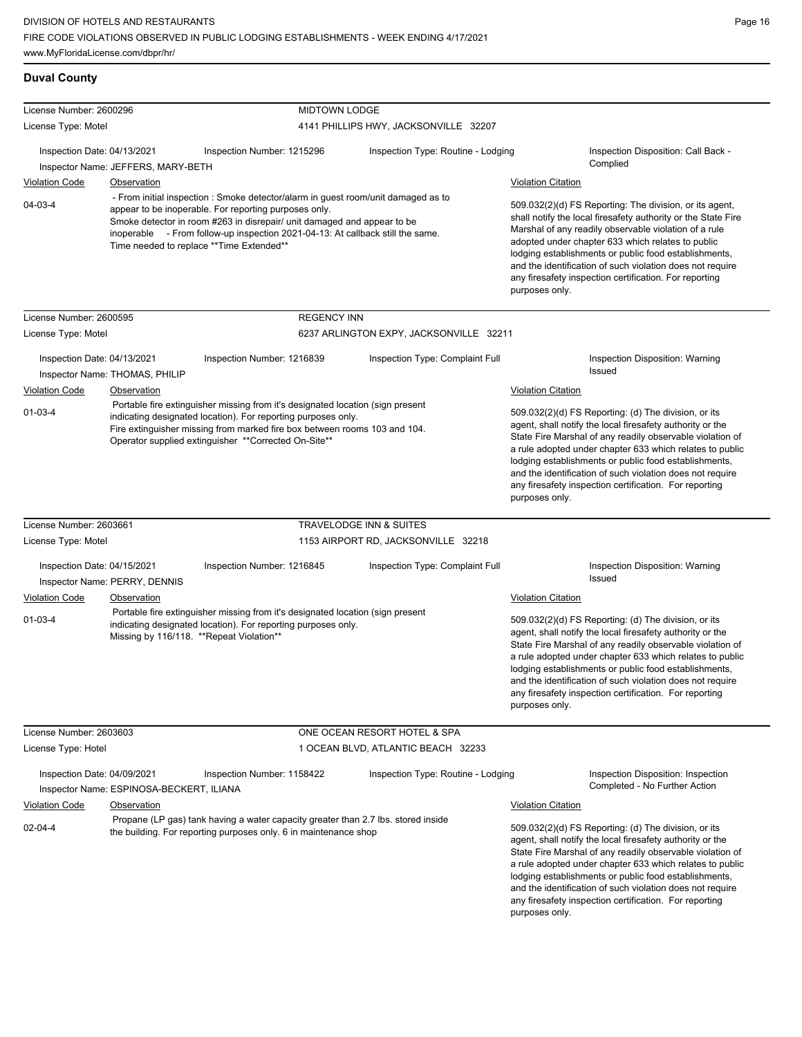## Duval County

| License Number: 2600296 | MIDTOWN LODGE |
|---|---|
| License Type: Motel | 4141 PHILLIPS HWY, JACKSONVILLE 32207 |

Inspection Date: 04/13/2021 | Inspection Number: 1215296 | Inspection Type: Routine - Lodging | Inspection Disposition: Call Back - Complied

Inspector Name: JEFFERS, MARY-BETH

| Violation Code | Observation | Violation Citation |
|---|---|---|
| 04-03-4 | - From initial inspection : Smoke detector/alarm in guest room/unit damaged as to appear to be inoperable. For reporting purposes only. Smoke detector in room #263 in disrepair/ unit damaged and appear to be inoperable - From follow-up inspection 2021-04-13: At callback still the same. Time needed to replace **Time Extended** | 509.032(2)(d) FS Reporting: The division, or its agent, shall notify the local firesafety authority or the State Fire Marshal of any readily observable violation of a rule adopted under chapter 633 which relates to public lodging establishments or public food establishments, and the identification of such violation does not require any firesafety inspection certification. For reporting purposes only. |

| License Number: 2600595 | REGENCY INN |
|---|---|
| License Type: Motel | 6237 ARLINGTON EXPY, JACKSONVILLE 32211 |

Inspection Date: 04/13/2021 | Inspection Number: 1216839 | Inspection Type: Complaint Full | Inspection Disposition: Warning Issued

Inspector Name: THOMAS, PHILIP

| Violation Code | Observation | Violation Citation |
|---|---|---|
| 01-03-4 | Portable fire extinguisher missing from it's designated location (sign present indicating designated location). For reporting purposes only. Fire extinguisher missing from marked fire box between rooms 103 and 104. Operator supplied extinguisher **Corrected On-Site** | 509.032(2)(d) FS Reporting: (d) The division, or its agent, shall notify the local firesafety authority or the State Fire Marshal of any readily observable violation of a rule adopted under chapter 633 which relates to public lodging establishments or public food establishments, and the identification of such violation does not require any firesafety inspection certification. For reporting purposes only. |

| License Number: 2603661 | TRAVELODGE INN & SUITES |
|---|---|
| License Type: Motel | 1153 AIRPORT RD, JACKSONVILLE 32218 |

Inspection Date: 04/15/2021 | Inspection Number: 1216845 | Inspection Type: Complaint Full | Inspection Disposition: Warning Issued

Inspector Name: PERRY, DENNIS

| Violation Code | Observation | Violation Citation |
|---|---|---|
| 01-03-4 | Portable fire extinguisher missing from it's designated location (sign present indicating designated location). For reporting purposes only. Missing by 116/118. **Repeat Violation** | 509.032(2)(d) FS Reporting: (d) The division, or its agent, shall notify the local firesafety authority or the State Fire Marshal of any readily observable violation of a rule adopted under chapter 633 which relates to public lodging establishments or public food establishments, and the identification of such violation does not require any firesafety inspection certification. For reporting purposes only. |

| License Number: 2603603 | ONE OCEAN RESORT HOTEL & SPA |
|---|---|
| License Type: Hotel | 1 OCEAN BLVD, ATLANTIC BEACH 32233 |

Inspection Date: 04/09/2021 | Inspection Number: 1158422 | Inspection Type: Routine - Lodging | Inspection Disposition: Inspection Completed - No Further Action

Inspector Name: ESPINOSA-BECKERT, ILIANA

| Violation Code | Observation | Violation Citation |
|---|---|---|
| 02-04-4 | Propane (LP gas) tank having a water capacity greater than 2.7 lbs. stored inside the building. For reporting purposes only. 6 in maintenance shop | 509.032(2)(d) FS Reporting: (d) The division, or its agent, shall notify the local firesafety authority or the State Fire Marshal of any readily observable violation of a rule adopted under chapter 633 which relates to public lodging establishments or public food establishments, and the identification of such violation does not require any firesafety inspection certification. For reporting purposes only. |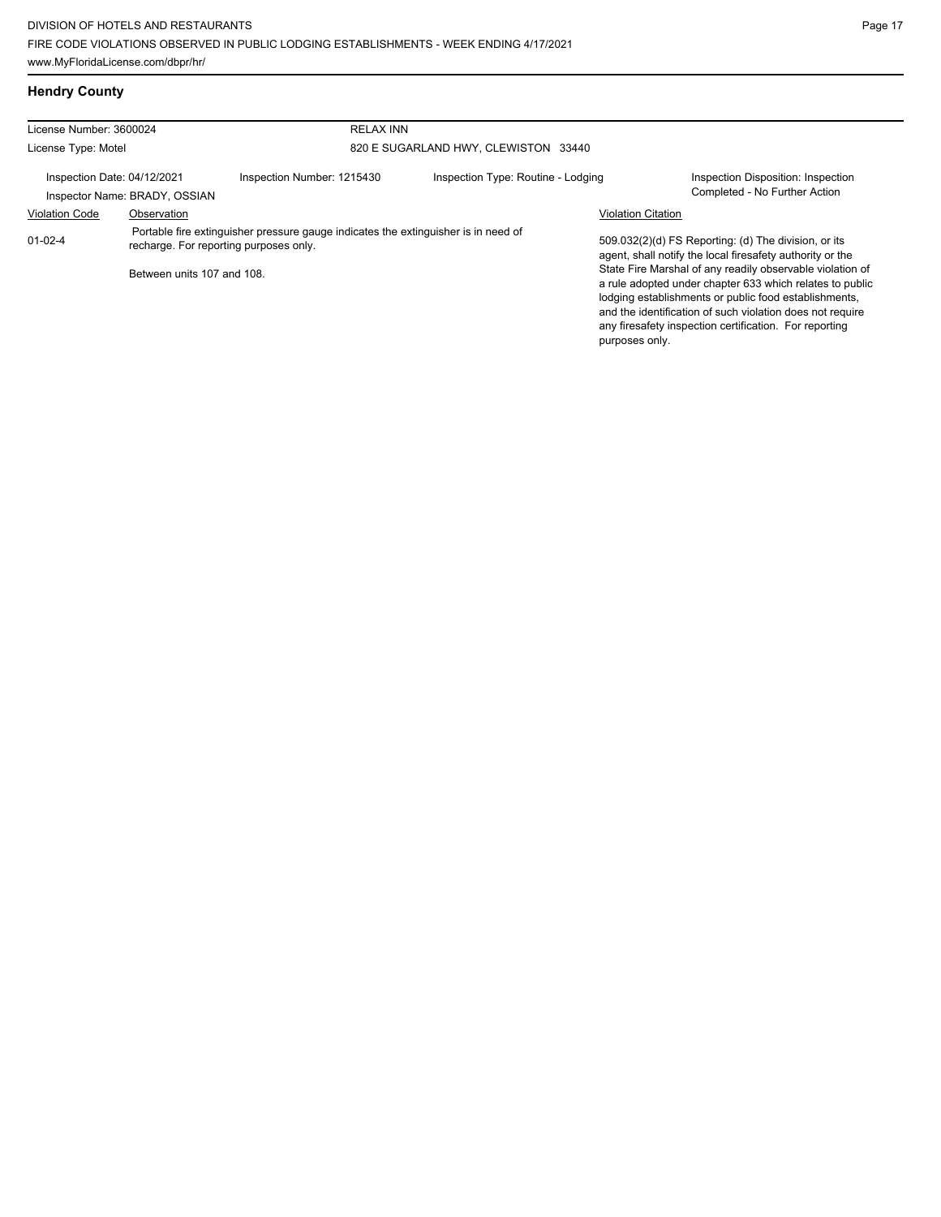## Hendry County

License Number: 3600024 | RELAX INN

License Type: Motel | 820 E SUGARLAND HWY, CLEWISTON 33440

Inspection Date: 04/12/2021 | Inspection Number: 1215430 | Inspection Type: Routine - Lodging | Inspection Disposition: Inspection Completed - No Further Action

Inspector Name: BRADY, OSSIAN

| Violation Code | Observation | Violation Citation |
|---|---|---|
| 01-02-4 | Portable fire extinguisher pressure gauge indicates the extinguisher is in need of recharge. For reporting purposes only.<br><br>Between units 107 and 108. | 509.032(2)(d) FS Reporting: (d) The division, or its agent, shall notify the local firesafety authority or the State Fire Marshal of any readily observable violation of a rule adopted under chapter 633 which relates to public lodging establishments or public food establishments, and the identification of such violation does not require any firesafety inspection certification. For reporting purposes only. |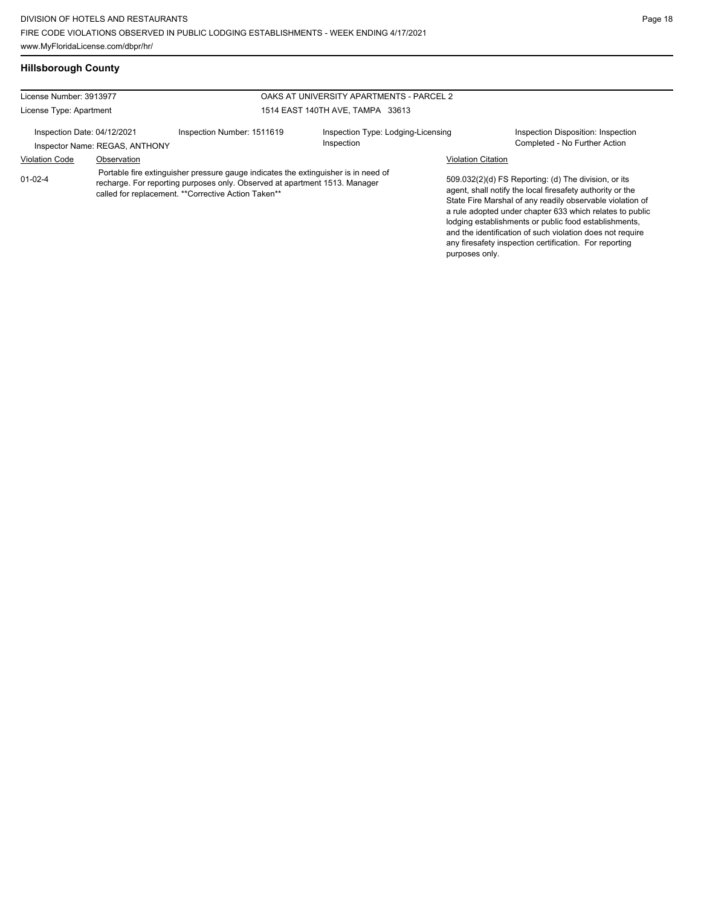## Hillsborough County

| License Number: 3913977 | | OAKS AT UNIVERSITY APARTMENTS - PARCEL 2 | |
|---|---|---|---|
| License Type: Apartment | | 1514 EAST 140TH AVE, TAMPA 33613 | |
| Inspection Date: 04/12/2021<br>Inspector Name: REGAS, ANTHONY | Inspection Number: 1511619 | Inspection Type: Lodging-Licensing Inspection | Inspection Disposition: Inspection Completed - No Further Action |

| Violation Code | Observation | Violation Citation |
|---|---|---|
| 01-02-4 | Portable fire extinguisher pressure gauge indicates the extinguisher is in need of recharge. For reporting purposes only. Observed at apartment 1513. Manager called for replacement. **Corrective Action Taken** | 509.032(2)(d) FS Reporting: (d) The division, or its agent, shall notify the local firesafety authority or the State Fire Marshal of any readily observable violation of a rule adopted under chapter 633 which relates to public lodging establishments or public food establishments, and the identification of such violation does not require any firesafety inspection certification. For reporting purposes only. |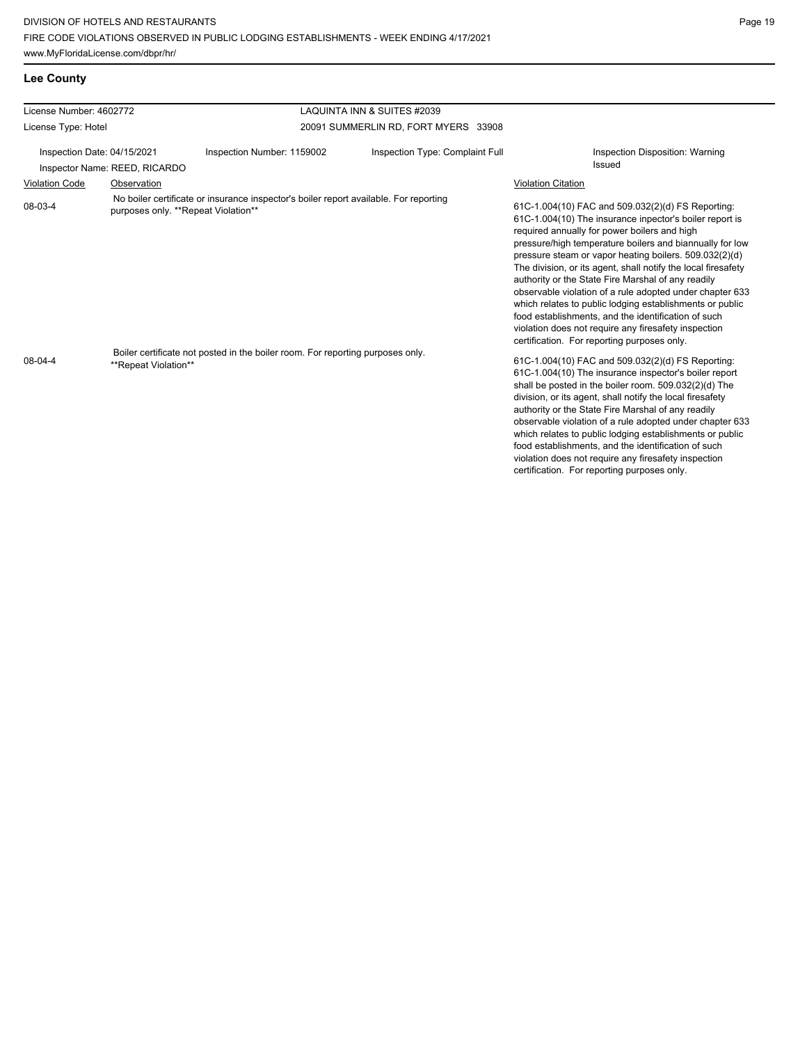**Lee County**

License Number: 4602772

License Type: Hotel

LAQUINTA INN & SUITES #2039

20091 SUMMERLIN RD, FORT MYERS 33908

Inspection Date: 04/15/2021

Inspector Name: REED, RICARDO

Inspection Number: 1159002

Inspection Type: Complaint Full

Inspection Disposition: Warning Issued

| Violation Code | Observation | Violation Citation |
| --- | --- | --- |
| 08-03-4 | No boiler certificate or insurance inspector's boiler report available. For reporting purposes only. **Repeat Violation** | 61C-1.004(10) FAC and 509.032(2)(d) FS Reporting: 61C-1.004(10) The insurance inpector's boiler report is required annually for power boilers and high pressure/high temperature boilers and biannually for low pressure steam or vapor heating boilers. 509.032(2)(d) The division, or its agent, shall notify the local firesafety authority or the State Fire Marshal of any readily observable violation of a rule adopted under chapter 633 which relates to public lodging establishments or public food establishments, and the identification of such violation does not require any firesafety inspection certification. For reporting purposes only. |
| 08-04-4 | Boiler certificate not posted in the boiler room. For reporting purposes only. **Repeat Violation** | 61C-1.004(10) FAC and 509.032(2)(d) FS Reporting: 61C-1.004(10) The insurance inspector's boiler report shall be posted in the boiler room. 509.032(2)(d) The division, or its agent, shall notify the local firesafety authority or the State Fire Marshal of any readily observable violation of a rule adopted under chapter 633 which relates to public lodging establishments or public food establishments, and the identification of such violation does not require any firesafety inspection certification. For reporting purposes only. |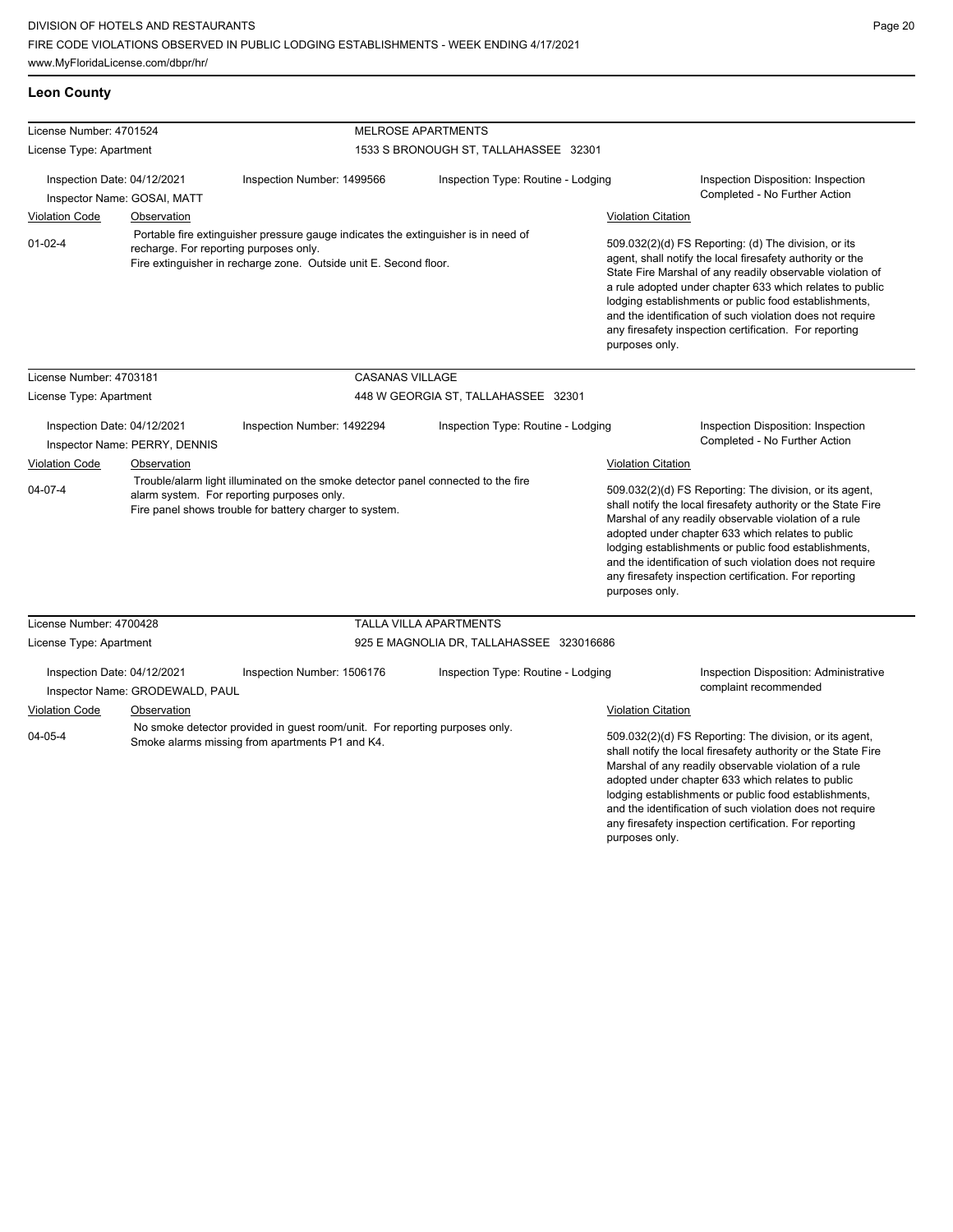## Leon County

| License Number: 4701524 | | MELROSE APARTMENTS | |
|---|---|---|---|
| License Type: Apartment | | 1533 S BRONOUGH ST, TALLAHASSEE 32301 | |
| Inspection Date: 04/12/2021<br>Inspector Name: GOSAI, MATT | Inspection Number: 1499566 | Inspection Type: Routine - Lodging | Inspection Disposition: Inspection Completed - No Further Action |

| Violation Code | Observation | Violation Citation |
|---|---|---|
| 01-02-4 | Portable fire extinguisher pressure gauge indicates the extinguisher is in need of recharge. For reporting purposes only.<br>Fire extinguisher in recharge zone. Outside unit E. Second floor. | 509.032(2)(d) FS Reporting: (d) The division, or its agent, shall notify the local firesafety authority or the State Fire Marshal of any readily observable violation of a rule adopted under chapter 633 which relates to public lodging establishments or public food establishments, and the identification of such violation does not require any firesafety inspection certification. For reporting purposes only. |

| License Number: 4703181 | | CASANAS VILLAGE | |
|---|---|---|---|
| License Type: Apartment | | 448 W GEORGIA ST, TALLAHASSEE 32301 | |
| Inspection Date: 04/12/2021<br>Inspector Name: PERRY, DENNIS | Inspection Number: 1492294 | Inspection Type: Routine - Lodging | Inspection Disposition: Inspection Completed - No Further Action |

| Violation Code | Observation | Violation Citation |
|---|---|---|
| 04-07-4 | Trouble/alarm light illuminated on the smoke detector panel connected to the fire alarm system. For reporting purposes only.<br>Fire panel shows trouble for battery charger to system. | 509.032(2)(d) FS Reporting: The division, or its agent, shall notify the local firesafety authority or the State Fire Marshal of any readily observable violation of a rule adopted under chapter 633 which relates to public lodging establishments or public food establishments, and the identification of such violation does not require any firesafety inspection certification. For reporting purposes only. |

| License Number: 4700428 | | TALLA VILLA APARTMENTS | |
|---|---|---|---|
| License Type: Apartment | | 925 E MAGNOLIA DR, TALLAHASSEE 323016686 | |
| Inspection Date: 04/12/2021<br>Inspector Name: GRODEWALD, PAUL | Inspection Number: 1506176 | Inspection Type: Routine - Lodging | Inspection Disposition: Administrative complaint recommended |

| Violation Code | Observation | Violation Citation |
|---|---|---|
| 04-05-4 | No smoke detector provided in guest room/unit. For reporting purposes only.<br>Smoke alarms missing from apartments P1 and K4. | 509.032(2)(d) FS Reporting: The division, or its agent, shall notify the local firesafety authority or the State Fire Marshal of any readily observable violation of a rule adopted under chapter 633 which relates to public lodging establishments or public food establishments, and the identification of such violation does not require any firesafety inspection certification. For reporting purposes only. |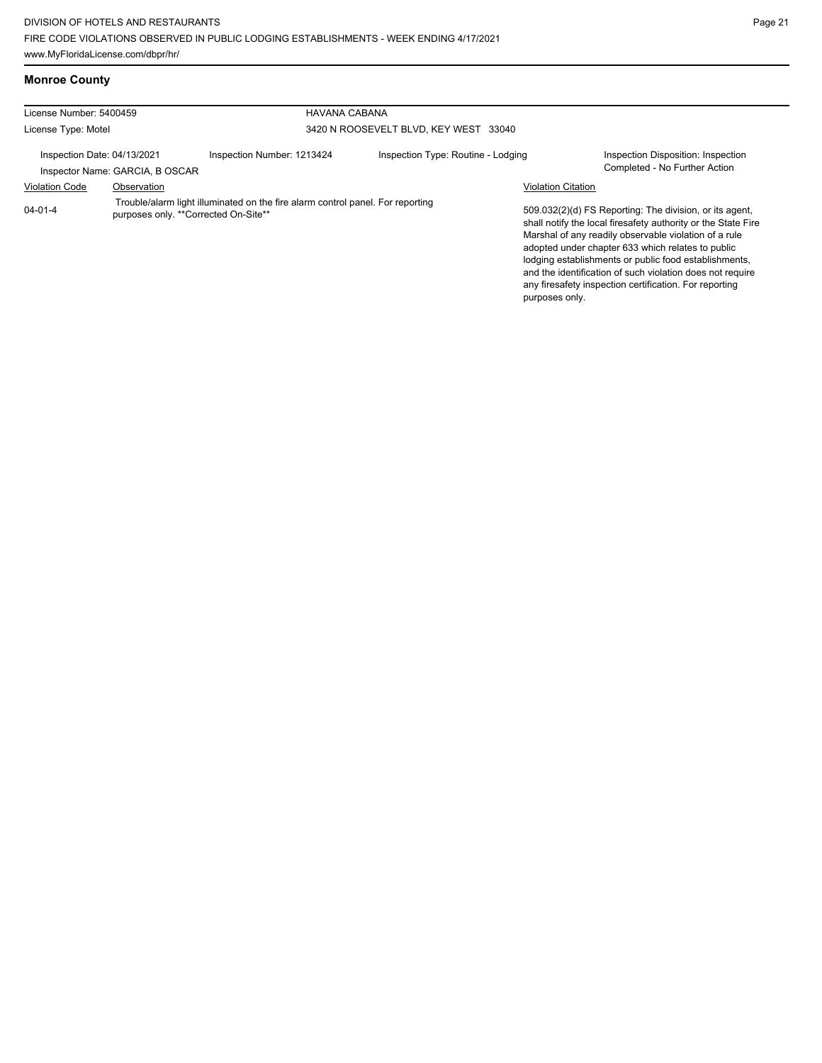## Monroe County

License Number: 5400459 — HAVANA CABANA

License Type: Motel — 3420 N ROOSEVELT BLVD, KEY WEST 33040

Inspection Date: 04/13/2021 | Inspection Number: 1213424 | Inspection Type: Routine - Lodging | Inspection Disposition: Inspection Completed - No Further Action

Inspector Name: GARCIA, B OSCAR

| Violation Code | Observation | Violation Citation |
|---|---|---|
| 04-01-4 | Trouble/alarm light illuminated on the fire alarm control panel. For reporting purposes only. **Corrected On-Site** | 509.032(2)(d) FS Reporting: The division, or its agent, shall notify the local firesafety authority or the State Fire Marshal of any readily observable violation of a rule adopted under chapter 633 which relates to public lodging establishments or public food establishments, and the identification of such violation does not require any firesafety inspection certification. For reporting purposes only. |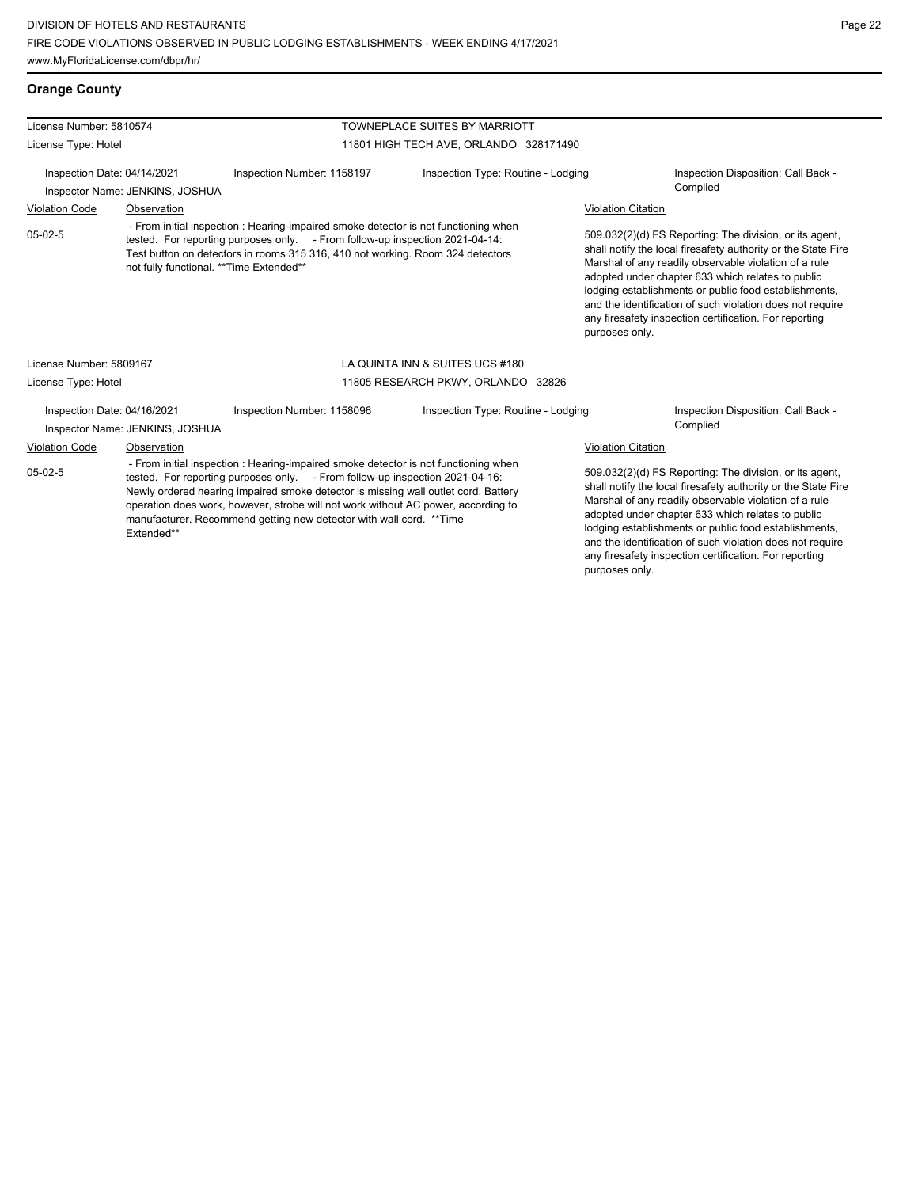## Orange County

| License Number: 5810574 | | TOWNEPLACE SUITES BY MARRIOTT | |
|---|---|---|---|
| License Type: Hotel | | 11801 HIGH TECH AVE, ORLANDO 328171490 | |
| Inspection Date: 04/14/2021 | Inspection Number: 1158197 | Inspection Type: Routine - Lodging | Inspection Disposition: Call Back - Complied |
| Inspector Name: JENKINS, JOSHUA | | | |

| Violation Code | Observation | Violation Citation |
|---|---|---|
| 05-02-5 | - From initial inspection : Hearing-impaired smoke detector is not functioning when tested. For reporting purposes only. - From follow-up inspection 2021-04-14: Test button on detectors in rooms 315 316, 410 not working. Room 324 detectors not fully functional. **Time Extended** | 509.032(2)(d) FS Reporting: The division, or its agent, shall notify the local firesafety authority or the State Fire Marshal of any readily observable violation of a rule adopted under chapter 633 which relates to public lodging establishments or public food establishments, and the identification of such violation does not require any firesafety inspection certification. For reporting purposes only. |

| License Number: 5809167 | | LA QUINTA INN & SUITES UCS #180 | |
|---|---|---|---|
| License Type: Hotel | | 11805 RESEARCH PKWY, ORLANDO 32826 | |
| Inspection Date: 04/16/2021 | Inspection Number: 1158096 | Inspection Type: Routine - Lodging | Inspection Disposition: Call Back - Complied |
| Inspector Name: JENKINS, JOSHUA | | | |

| Violation Code | Observation | Violation Citation |
|---|---|---|
| 05-02-5 | - From initial inspection : Hearing-impaired smoke detector is not functioning when tested. For reporting purposes only. - From follow-up inspection 2021-04-16: Newly ordered hearing impaired smoke detector is missing wall outlet cord. Battery operation does work, however, strobe will not work without AC power, according to manufacturer. Recommend getting new detector with wall cord. **Time Extended** | 509.032(2)(d) FS Reporting: The division, or its agent, shall notify the local firesafety authority or the State Fire Marshal of any readily observable violation of a rule adopted under chapter 633 which relates to public lodging establishments or public food establishments, and the identification of such violation does not require any firesafety inspection certification. For reporting purposes only. |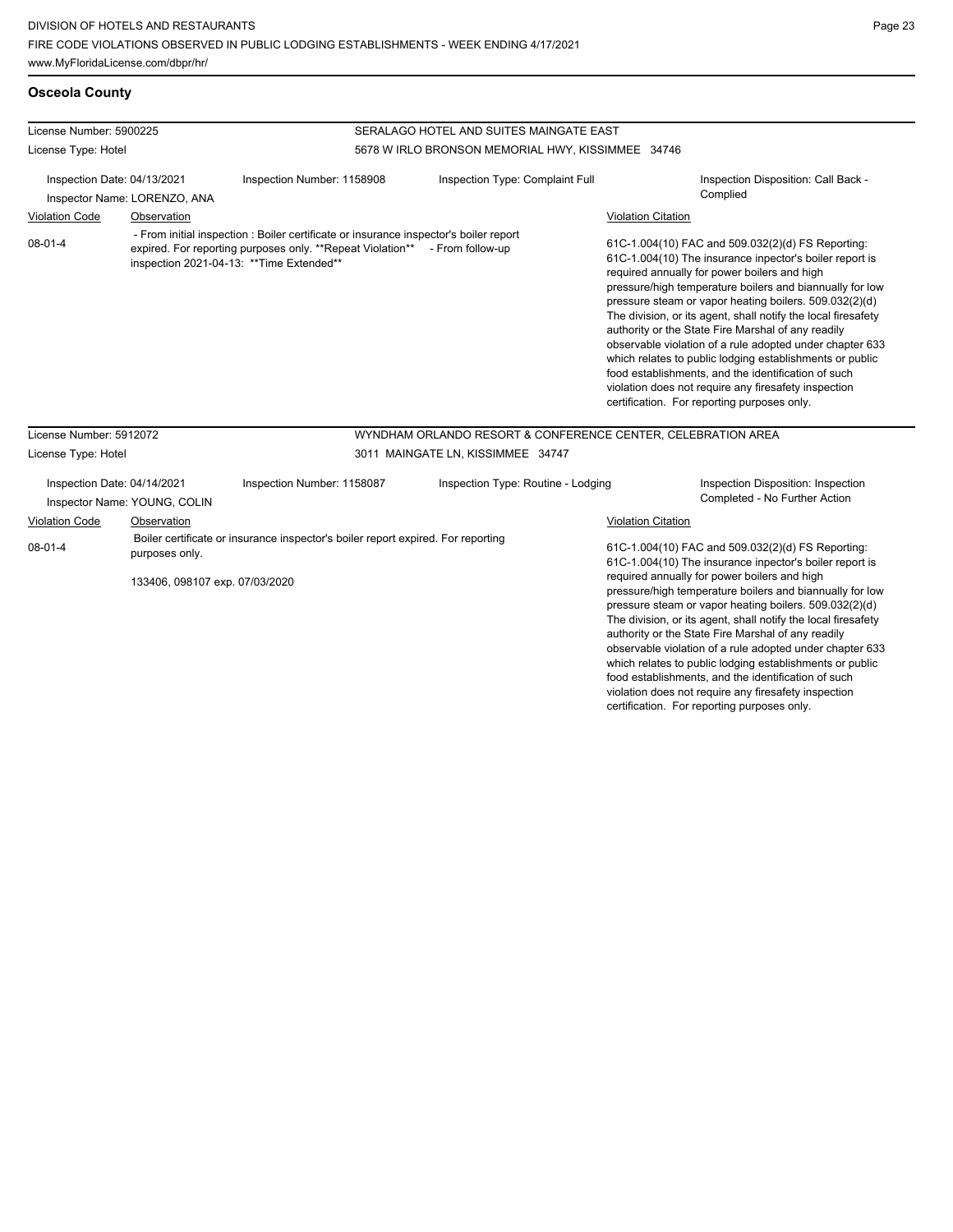## Osceola County

| | |
|---|---|
| License Number: 5900225 | SERALAGO HOTEL AND SUITES MAINGATE EAST |
| License Type: Hotel | 5678 W IRLO BRONSON MEMORIAL HWY, KISSIMMEE 34746 |

Inspection Date: 04/13/2021 | Inspection Number: 1158908 | Inspection Type: Complaint Full | Inspection Disposition: Call Back - Complied

Inspector Name: LORENZO, ANA

| Violation Code | Observation | Violation Citation |
|---|---|---|
| 08-01-4 | - From initial inspection : Boiler certificate or insurance inspector's boiler report expired. For reporting purposes only. **Repeat Violation** - From follow-up inspection 2021-04-13: **Time Extended** | 61C-1.004(10) FAC and 509.032(2)(d) FS Reporting: 61C-1.004(10) The insurance inpector's boiler report is required annually for power boilers and high pressure/high temperature boilers and biannually for low pressure steam or vapor heating boilers. 509.032(2)(d) The division, or its agent, shall notify the local firesafety authority or the State Fire Marshal of any readily observable violation of a rule adopted under chapter 633 which relates to public lodging establishments or public food establishments, and the identification of such violation does not require any firesafety inspection certification. For reporting purposes only. |

| | |
|---|---|
| License Number: 5912072 | WYNDHAM ORLANDO RESORT & CONFERENCE CENTER, CELEBRATION AREA |
| License Type: Hotel | 3011 MAINGATE LN, KISSIMMEE 34747 |

Inspection Date: 04/14/2021 | Inspection Number: 1158087 | Inspection Type: Routine - Lodging | Inspection Disposition: Inspection Completed - No Further Action

Inspector Name: YOUNG, COLIN

| Violation Code | Observation | Violation Citation |
|---|---|---|
| 08-01-4 | Boiler certificate or insurance inspector's boiler report expired. For reporting purposes only.<br><br>133406, 098107 exp. 07/03/2020 | 61C-1.004(10) FAC and 509.032(2)(d) FS Reporting: 61C-1.004(10) The insurance inpector's boiler report is required annually for power boilers and high pressure/high temperature boilers and biannually for low pressure steam or vapor heating boilers. 509.032(2)(d) The division, or its agent, shall notify the local firesafety authority or the State Fire Marshal of any readily observable violation of a rule adopted under chapter 633 which relates to public lodging establishments or public food establishments, and the identification of such violation does not require any firesafety inspection certification. For reporting purposes only. |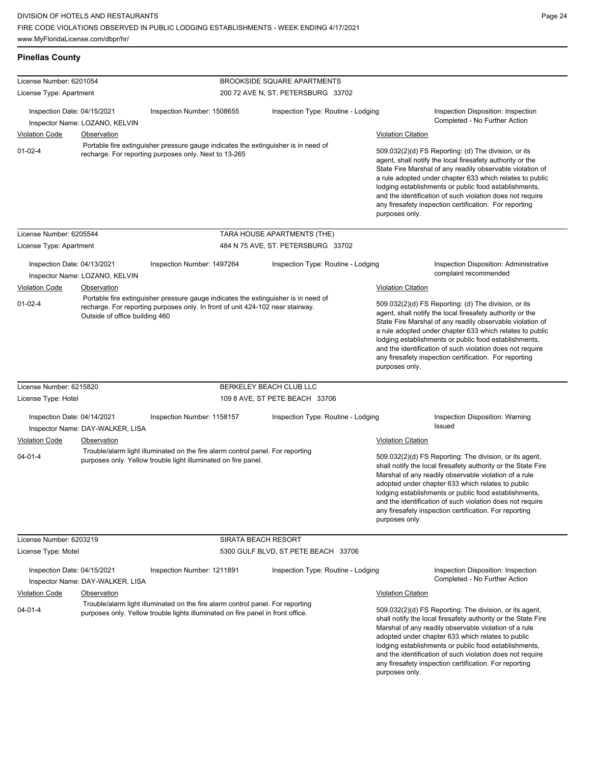DIVISION OF HOTELS AND RESTAURANTS
FIRE CODE VIOLATIONS OBSERVED IN PUBLIC LODGING ESTABLISHMENTS - WEEK ENDING 4/17/2021
www.MyFloridaLicense.com/dbpr/hr/

## Pinellas County

**License Number:** 6201054 — **BROOKSIDE SQUARE APARTMENTS**
**License Type:** Apartment — 200 72 AVE N, ST. PETERSBURG 33702

Inspection Date: 04/15/2021 | Inspection Number: 1508655 | Inspection Type: Routine - Lodging | Inspection Disposition: Inspection Completed - No Further Action
Inspector Name: LOZANO, KELVIN

| Violation Code | Observation | Violation Citation |
|---|---|---|
| 01-02-4 | Portable fire extinguisher pressure gauge indicates the extinguisher is in need of recharge. For reporting purposes only. Next to 13-265 | 509.032(2)(d) FS Reporting: (d) The division, or its agent, shall notify the local firesafety authority or the State Fire Marshal of any readily observable violation of a rule adopted under chapter 633 which relates to public lodging establishments or public food establishments, and the identification of such violation does not require any firesafety inspection certification. For reporting purposes only. |

**License Number:** 6205544 — **TARA HOUSE APARTMENTS (THE)**
**License Type:** Apartment — 484 N 75 AVE, ST. PETERSBURG 33702

Inspection Date: 04/13/2021 | Inspection Number: 1497264 | Inspection Type: Routine - Lodging | Inspection Disposition: Administrative complaint recommended
Inspector Name: LOZANO, KELVIN

| Violation Code | Observation | Violation Citation |
|---|---|---|
| 01-02-4 | Portable fire extinguisher pressure gauge indicates the extinguisher is in need of recharge. For reporting purposes only. In front of unit 424-102 near stairway. Outside of office building 460 | 509.032(2)(d) FS Reporting: (d) The division, or its agent, shall notify the local firesafety authority or the State Fire Marshal of any readily observable violation of a rule adopted under chapter 633 which relates to public lodging establishments or public food establishments, and the identification of such violation does not require any firesafety inspection certification. For reporting purposes only. |

**License Number:** 6215820 — **BERKELEY BEACH CLUB LLC**
**License Type:** Hotel — 109 8 AVE, ST PETE BEACH 33706

Inspection Date: 04/14/2021 | Inspection Number: 1158157 | Inspection Type: Routine - Lodging | Inspection Disposition: Warning Issued
Inspector Name: DAY-WALKER, LISA

| Violation Code | Observation | Violation Citation |
|---|---|---|
| 04-01-4 | Trouble/alarm light illuminated on the fire alarm control panel. For reporting purposes only. Yellow trouble light illuminated on fire panel. | 509.032(2)(d) FS Reporting: The division, or its agent, shall notify the local firesafety authority or the State Fire Marshal of any readily observable violation of a rule adopted under chapter 633 which relates to public lodging establishments or public food establishments, and the identification of such violation does not require any firesafety inspection certification. For reporting purposes only. |

**License Number:** 6203219 — **SIRATA BEACH RESORT**
**License Type:** Motel — 5300 GULF BLVD, ST.PETE BEACH 33706

Inspection Date: 04/15/2021 | Inspection Number: 1211891 | Inspection Type: Routine - Lodging | Inspection Disposition: Inspection Completed - No Further Action
Inspector Name: DAY-WALKER, LISA

| Violation Code | Observation | Violation Citation |
|---|---|---|
| 04-01-4 | Trouble/alarm light illuminated on the fire alarm control panel. For reporting purposes only. Yellow trouble lights illuminated on fire panel in front office. | 509.032(2)(d) FS Reporting: The division, or its agent, shall notify the local firesafety authority or the State Fire Marshal of any readily observable violation of a rule adopted under chapter 633 which relates to public lodging establishments or public food establishments, and the identification of such violation does not require any firesafety inspection certification. For reporting purposes only. |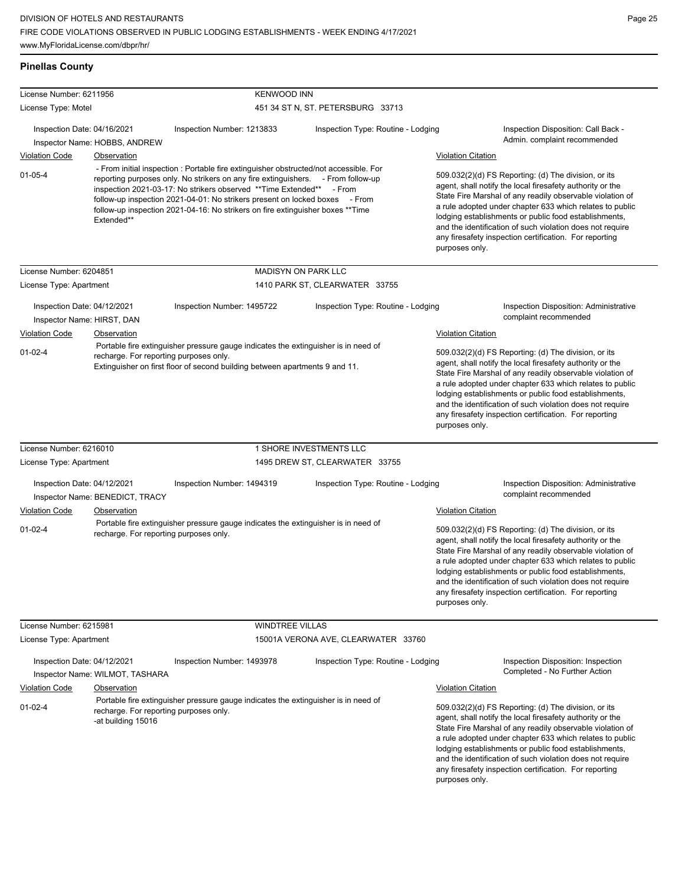## Pinellas County

**License Number:** 6211956 — **KENWOOD INN**
**License Type:** Motel — 451 34 ST N, ST. PETERSBURG 33713

Inspection Date: 04/16/2021 | Inspection Number: 1213833 | Inspection Type: Routine - Lodging | Inspection Disposition: Call Back - Admin. complaint recommended
Inspector Name: HOBBS, ANDREW

| Violation Code | Observation | Violation Citation |
|---|---|---|
| 01-05-4 | - From initial inspection : Portable fire extinguisher obstructed/not accessible. For reporting purposes only. No strikers on any fire extinguishers. - From follow-up inspection 2021-03-17: No strikers observed **Time Extended** - From follow-up inspection 2021-04-01: No strikers present on locked boxes - From follow-up inspection 2021-04-16: No strikers on fire extinguisher boxes **Time Extended** | 509.032(2)(d) FS Reporting: (d) The division, or its agent, shall notify the local firesafety authority or the State Fire Marshal of any readily observable violation of a rule adopted under chapter 633 which relates to public lodging establishments or public food establishments, and the identification of such violation does not require any firesafety inspection certification. For reporting purposes only. |

**License Number:** 6204851 — **MADISYN ON PARK LLC**
**License Type:** Apartment — 1410 PARK ST, CLEARWATER 33755

Inspection Date: 04/12/2021 | Inspection Number: 1495722 | Inspection Type: Routine - Lodging | Inspection Disposition: Administrative complaint recommended
Inspector Name: HIRST, DAN

| Violation Code | Observation | Violation Citation |
|---|---|---|
| 01-02-4 | Portable fire extinguisher pressure gauge indicates the extinguisher is in need of recharge. For reporting purposes only. Extinguisher on first floor of second building between apartments 9 and 11. | 509.032(2)(d) FS Reporting: (d) The division, or its agent, shall notify the local firesafety authority or the State Fire Marshal of any readily observable violation of a rule adopted under chapter 633 which relates to public lodging establishments or public food establishments, and the identification of such violation does not require any firesafety inspection certification. For reporting purposes only. |

**License Number:** 6216010 — **1 SHORE INVESTMENTS LLC**
**License Type:** Apartment — 1495 DREW ST, CLEARWATER 33755

Inspection Date: 04/12/2021 | Inspection Number: 1494319 | Inspection Type: Routine - Lodging | Inspection Disposition: Administrative complaint recommended
Inspector Name: BENEDICT, TRACY

| Violation Code | Observation | Violation Citation |
|---|---|---|
| 01-02-4 | Portable fire extinguisher pressure gauge indicates the extinguisher is in need of recharge. For reporting purposes only. | 509.032(2)(d) FS Reporting: (d) The division, or its agent, shall notify the local firesafety authority or the State Fire Marshal of any readily observable violation of a rule adopted under chapter 633 which relates to public lodging establishments or public food establishments, and the identification of such violation does not require any firesafety inspection certification. For reporting purposes only. |

**License Number:** 6215981 — **WINDTREE VILLAS**
**License Type:** Apartment — 15001A VERONA AVE, CLEARWATER 33760

Inspection Date: 04/12/2021 | Inspection Number: 1493978 | Inspection Type: Routine - Lodging | Inspection Disposition: Inspection Completed - No Further Action
Inspector Name: WILMOT, TASHARA

| Violation Code | Observation | Violation Citation |
|---|---|---|
| 01-02-4 | Portable fire extinguisher pressure gauge indicates the extinguisher is in need of recharge. For reporting purposes only. -at building 15016 | 509.032(2)(d) FS Reporting: (d) The division, or its agent, shall notify the local firesafety authority or the State Fire Marshal of any readily observable violation of a rule adopted under chapter 633 which relates to public lodging establishments or public food establishments, and the identification of such violation does not require any firesafety inspection certification. For reporting purposes only. |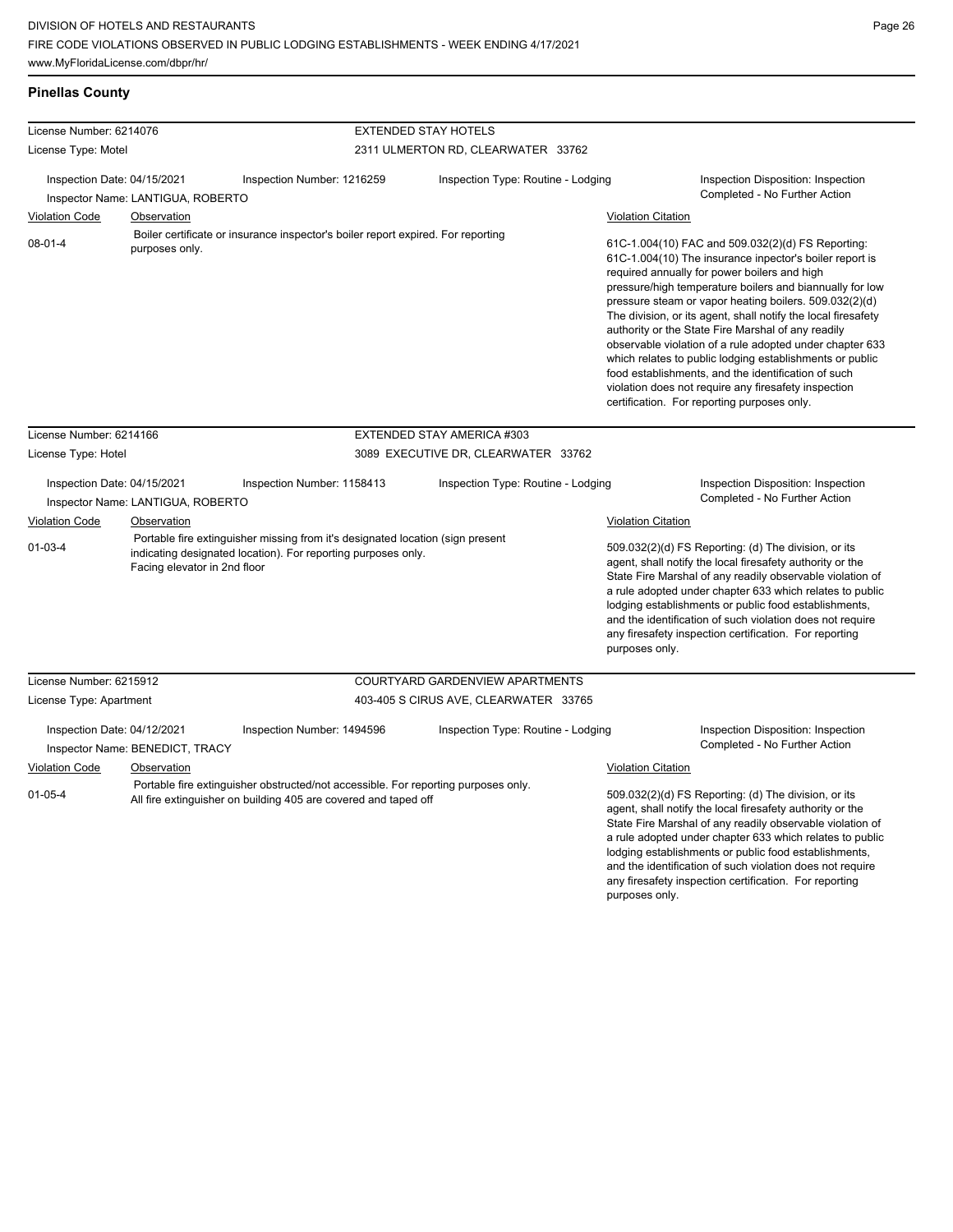## Pinellas County

**License Number:** 6214076 — **EXTENDED STAY HOTELS**
**License Type:** Motel — 2311 ULMERTON RD, CLEARWATER 33762

Inspection Date: 04/15/2021 | Inspection Number: 1216259 | Inspection Type: Routine - Lodging | Inspection Disposition: Inspection Completed - No Further Action
Inspector Name: LANTIGUA, ROBERTO

| Violation Code | Observation | Violation Citation |
|---|---|---|
| 08-01-4 | Boiler certificate or insurance inspector's boiler report expired. For reporting purposes only. | 61C-1.004(10) FAC and 509.032(2)(d) FS Reporting: 61C-1.004(10) The insurance inpector's boiler report is required annually for power boilers and high pressure/high temperature boilers and biannually for low pressure steam or vapor heating boilers. 509.032(2)(d) The division, or its agent, shall notify the local firesafety authority or the State Fire Marshal of any readily observable violation of a rule adopted under chapter 633 which relates to public lodging establishments or public food establishments, and the identification of such violation does not require any firesafety inspection certification. For reporting purposes only. |

**License Number:** 6214166 — **EXTENDED STAY AMERICA #303**
**License Type:** Hotel — 3089 EXECUTIVE DR, CLEARWATER 33762

Inspection Date: 04/15/2021 | Inspection Number: 1158413 | Inspection Type: Routine - Lodging | Inspection Disposition: Inspection Completed - No Further Action
Inspector Name: LANTIGUA, ROBERTO

| Violation Code | Observation | Violation Citation |
|---|---|---|
| 01-03-4 | Portable fire extinguisher missing from it's designated location (sign present indicating designated location). For reporting purposes only. Facing elevator in 2nd floor | 509.032(2)(d) FS Reporting: (d) The division, or its agent, shall notify the local firesafety authority or the State Fire Marshal of any readily observable violation of a rule adopted under chapter 633 which relates to public lodging establishments or public food establishments, and the identification of such violation does not require any firesafety inspection certification. For reporting purposes only. |

**License Number:** 6215912 — **COURTYARD GARDENVIEW APARTMENTS**
**License Type:** Apartment — 403-405 S CIRUS AVE, CLEARWATER 33765

Inspection Date: 04/12/2021 | Inspection Number: 1494596 | Inspection Type: Routine - Lodging | Inspection Disposition: Inspection Completed - No Further Action
Inspector Name: BENEDICT, TRACY

| Violation Code | Observation | Violation Citation |
|---|---|---|
| 01-05-4 | Portable fire extinguisher obstructed/not accessible. For reporting purposes only. All fire extinguisher on building 405 are covered and taped off | 509.032(2)(d) FS Reporting: (d) The division, or its agent, shall notify the local firesafety authority or the State Fire Marshal of any readily observable violation of a rule adopted under chapter 633 which relates to public lodging establishments or public food establishments, and the identification of such violation does not require any firesafety inspection certification. For reporting purposes only. |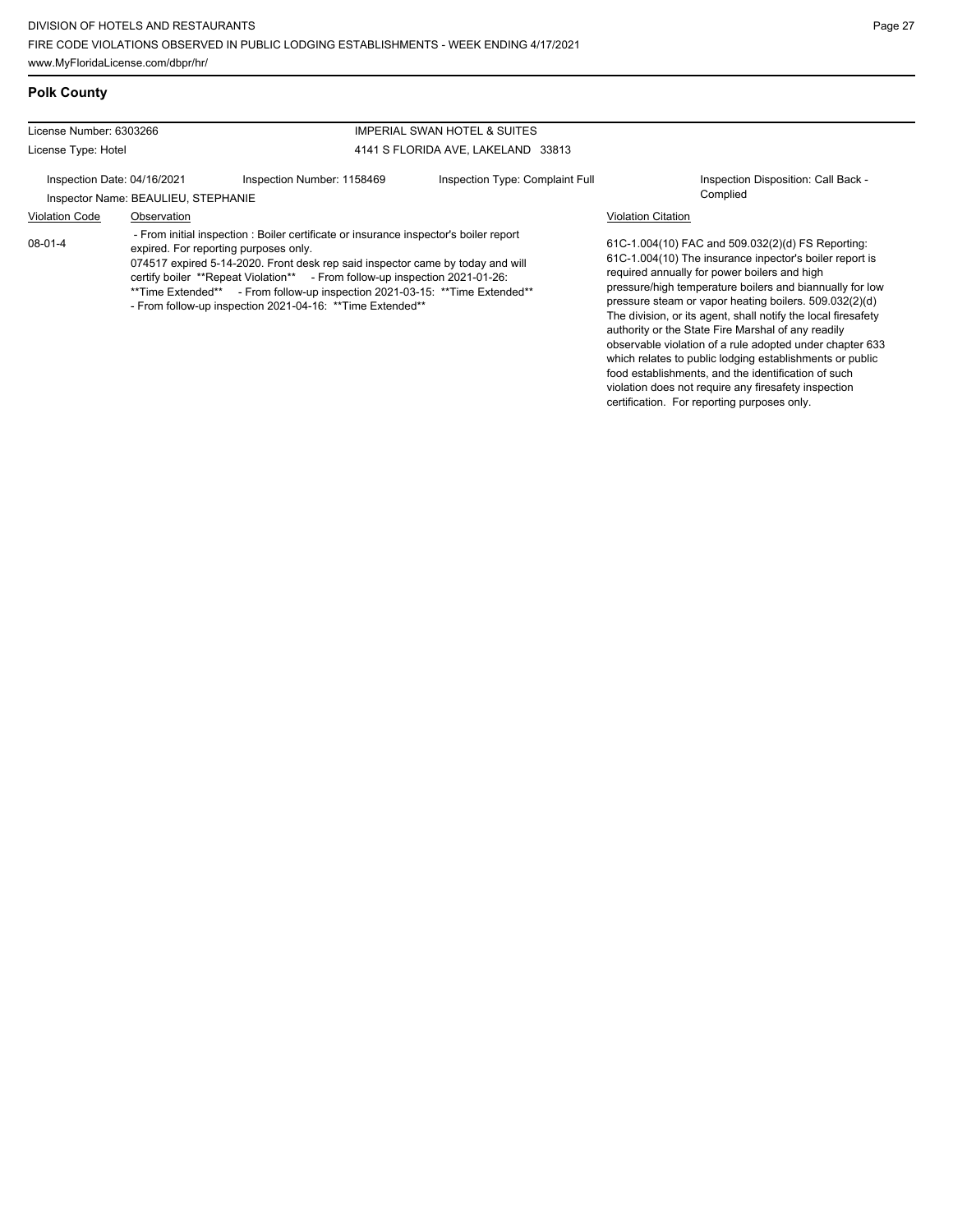## Polk County

| License Number: 6303266 | IMPERIAL SWAN HOTEL & SUITES |
|---|---|
| License Type: Hotel | 4141 S FLORIDA AVE, LAKELAND 33813 |

Inspection Date: 04/16/2021 | Inspection Number: 1158469 | Inspection Type: Complaint Full | Inspection Disposition: Call Back - Complied

Inspector Name: BEAULIEU, STEPHANIE

| Violation Code | Observation | Violation Citation |
|---|---|---|
| 08-01-4 | - From initial inspection : Boiler certificate or insurance inspector's boiler report expired. For reporting purposes only. 074517 expired 5-14-2020. Front desk rep said inspector came by today and will certify boiler **Repeat Violation** - From follow-up inspection 2021-01-26: **Time Extended** - From follow-up inspection 2021-03-15: **Time Extended** - From follow-up inspection 2021-04-16: **Time Extended** | 61C-1.004(10) FAC and 509.032(2)(d) FS Reporting: 61C-1.004(10) The insurance inpector's boiler report is required annually for power boilers and high pressure/high temperature boilers and biannually for low pressure steam or vapor heating boilers. 509.032(2)(d) The division, or its agent, shall notify the local firesafety authority or the State Fire Marshal of any readily observable violation of a rule adopted under chapter 633 which relates to public lodging establishments or public food establishments, and the identification of such violation does not require any firesafety inspection certification. For reporting purposes only. |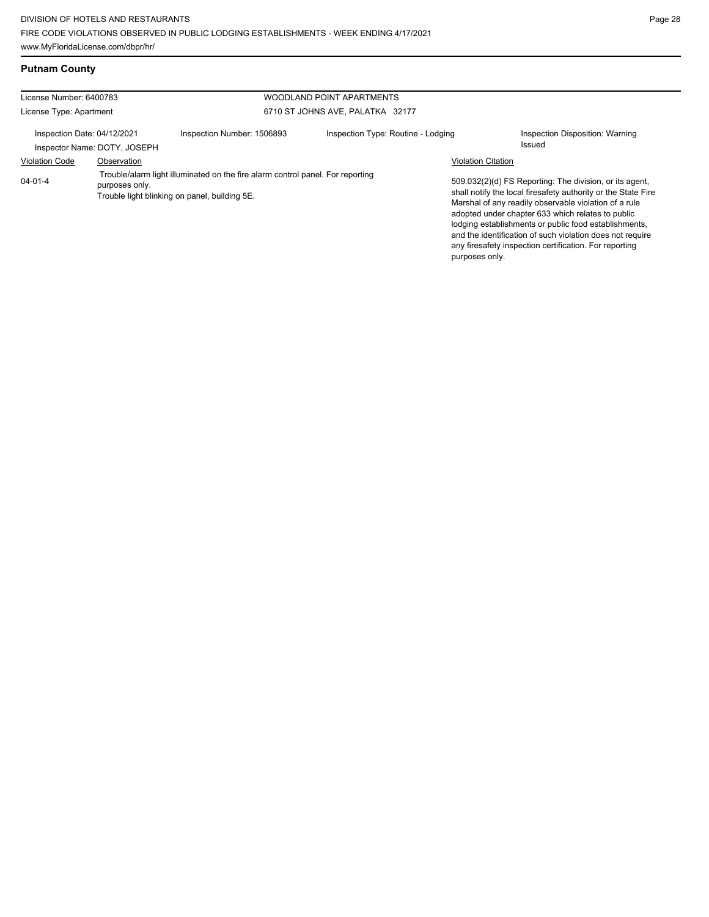## Putnam County

| License Number: 6400783 | | WOODLAND POINT APARTMENTS | |
|---|---|---|---|
| License Type: Apartment | | 6710 ST JOHNS AVE, PALATKA 32177 | |
| Inspection Date: 04/12/2021 | Inspection Number: 1506893 | Inspection Type: Routine - Lodging | Inspection Disposition: Warning Issued |
| Inspector Name: DOTY, JOSEPH | | | |

| Violation Code | Observation | Violation Citation |
|---|---|---|
| 04-01-4 | Trouble/alarm light illuminated on the fire alarm control panel. For reporting purposes only. Trouble light blinking on panel, building 5E. | 509.032(2)(d) FS Reporting: The division, or its agent, shall notify the local firesafety authority or the State Fire Marshal of any readily observable violation of a rule adopted under chapter 633 which relates to public lodging establishments or public food establishments, and the identification of such violation does not require any firesafety inspection certification. For reporting purposes only. |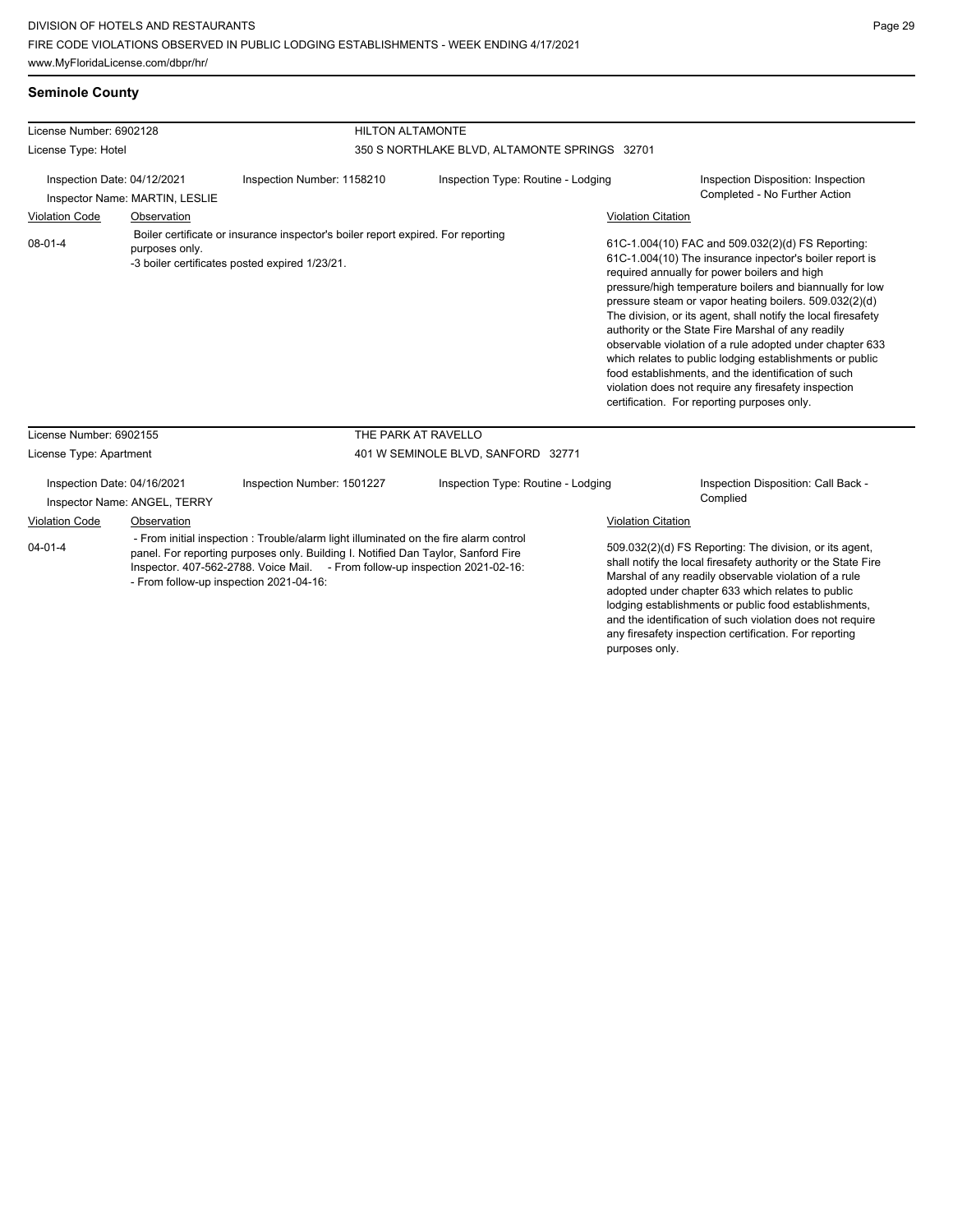## Seminole County

**License Number:** 6902128 — **HILTON ALTAMONTE**
**License Type:** Hotel — 350 S NORTHLAKE BLVD, ALTAMONTE SPRINGS 32701

**Inspection Date:** 04/12/2021 | **Inspection Number:** 1158210 | **Inspection Type:** Routine - Lodging | **Inspection Disposition:** Inspection Completed - No Further Action
**Inspector Name:** MARTIN, LESLIE

| Violation Code | Observation | Violation Citation |
|---|---|---|
| 08-01-4 | Boiler certificate or insurance inspector's boiler report expired. For reporting purposes only. -3 boiler certificates posted expired 1/23/21. | 61C-1.004(10) FAC and 509.032(2)(d) FS Reporting: 61C-1.004(10) The insurance inpector's boiler report is required annually for power boilers and high pressure/high temperature boilers and biannually for low pressure steam or vapor heating boilers. 509.032(2)(d) The division, or its agent, shall notify the local firesafety authority or the State Fire Marshal of any readily observable violation of a rule adopted under chapter 633 which relates to public lodging establishments or public food establishments, and the identification of such violation does not require any firesafety inspection certification. For reporting purposes only. |

**License Number:** 6902155 — **THE PARK AT RAVELLO**
**License Type:** Apartment — 401 W SEMINOLE BLVD, SANFORD 32771

**Inspection Date:** 04/16/2021 | **Inspection Number:** 1501227 | **Inspection Type:** Routine - Lodging | **Inspection Disposition:** Call Back - Complied
**Inspector Name:** ANGEL, TERRY

| Violation Code | Observation | Violation Citation |
|---|---|---|
| 04-01-4 | - From initial inspection : Trouble/alarm light illuminated on the fire alarm control panel. For reporting purposes only. Building I. Notified Dan Taylor, Sanford Fire Inspector. 407-562-2788. Voice Mail. - From follow-up inspection 2021-02-16: - From follow-up inspection 2021-04-16: | 509.032(2)(d) FS Reporting: The division, or its agent, shall notify the local firesafety authority or the State Fire Marshal of any readily observable violation of a rule adopted under chapter 633 which relates to public lodging establishments or public food establishments, and the identification of such violation does not require any firesafety inspection certification. For reporting purposes only. |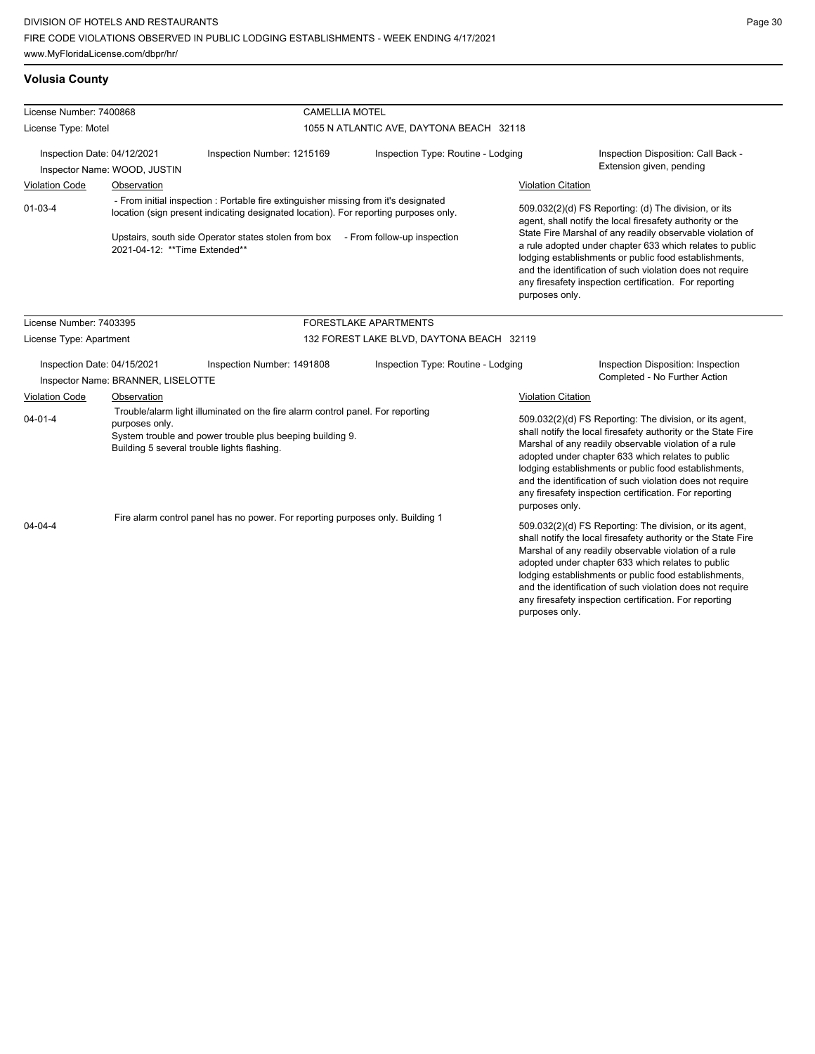## Volusia County

| License Number: 7400868 | | CAMELLIA MOTEL | |
|---|---|---|---|
| License Type: Motel | | 1055 N ATLANTIC AVE, DAYTONA BEACH 32118 | |
| Inspection Date: 04/12/2021 | Inspection Number: 1215169 | Inspection Type: Routine - Lodging | Inspection Disposition: Call Back - Extension given, pending |
| Inspector Name: WOOD, JUSTIN | | | |

| Violation Code | Observation | Violation Citation |
|---|---|---|
| 01-03-4 | - From initial inspection : Portable fire extinguisher missing from it's designated location (sign present indicating designated location). For reporting purposes only. Upstairs, south side Operator states stolen from box - From follow-up inspection 2021-04-12: **Time Extended** | 509.032(2)(d) FS Reporting: (d) The division, or its agent, shall notify the local firesafety authority or the State Fire Marshal of any readily observable violation of a rule adopted under chapter 633 which relates to public lodging establishments or public food establishments, and the identification of such violation does not require any firesafety inspection certification. For reporting purposes only. |

| License Number: 7403395 | | FORESTLAKE APARTMENTS | |
|---|---|---|---|
| License Type: Apartment | | 132 FOREST LAKE BLVD, DAYTONA BEACH 32119 | |
| Inspection Date: 04/15/2021 | Inspection Number: 1491808 | Inspection Type: Routine - Lodging | Inspection Disposition: Inspection Completed - No Further Action |
| Inspector Name: BRANNER, LISELOTTE | | | |

| Violation Code | Observation | Violation Citation |
|---|---|---|
| 04-01-4 | Trouble/alarm light illuminated on the fire alarm control panel. For reporting purposes only. System trouble and power trouble plus beeping building 9. Building 5 several trouble lights flashing. | 509.032(2)(d) FS Reporting: The division, or its agent, shall notify the local firesafety authority or the State Fire Marshal of any readily observable violation of a rule adopted under chapter 633 which relates to public lodging establishments or public food establishments, and the identification of such violation does not require any firesafety inspection certification. For reporting purposes only. |
| 04-04-4 | Fire alarm control panel has no power. For reporting purposes only. Building 1 | 509.032(2)(d) FS Reporting: The division, or its agent, shall notify the local firesafety authority or the State Fire Marshal of any readily observable violation of a rule adopted under chapter 633 which relates to public lodging establishments or public food establishments, and the identification of such violation does not require any firesafety inspection certification. For reporting purposes only. |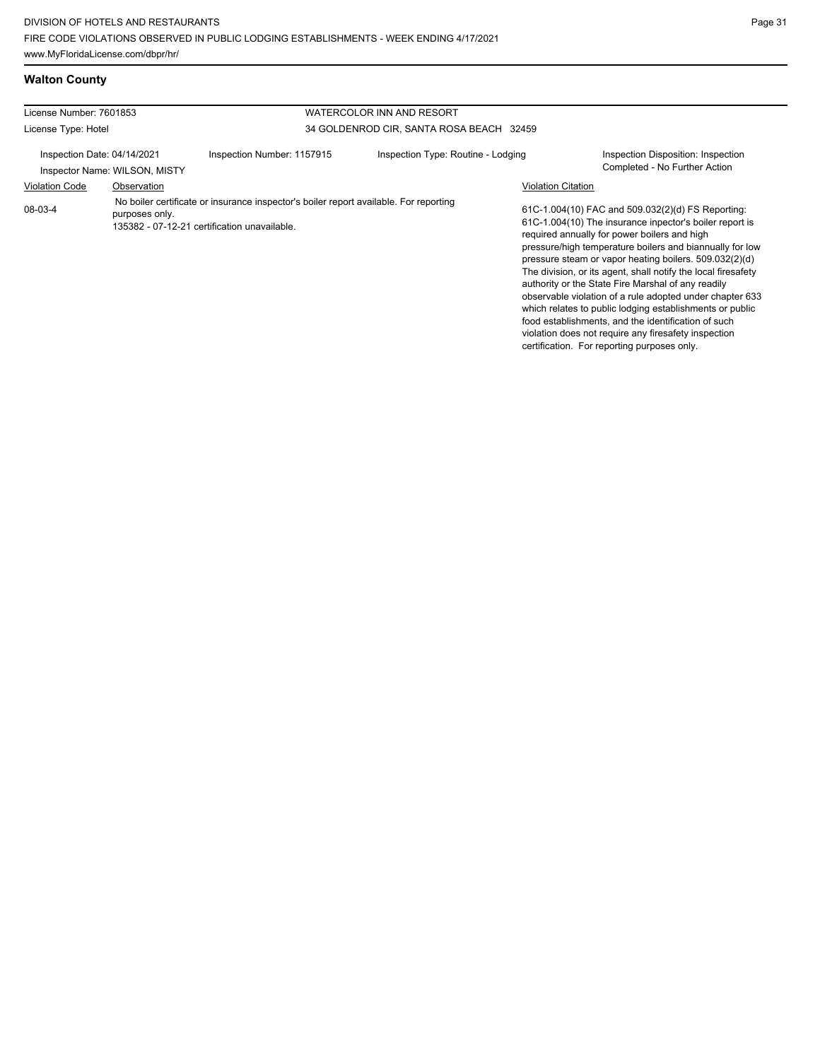## Walton County

| | | | |
|---|---|---|---|
| License Number: 7601853 | | WATERCOLOR INN AND RESORT | |
| License Type: Hotel | | 34 GOLDENROD CIR, SANTA ROSA BEACH 32459 | |
| Inspection Date: 04/14/2021 | Inspection Number: 1157915 | Inspection Type: Routine - Lodging | Inspection Disposition: Inspection Completed - No Further Action |
| Inspector Name: WILSON, MISTY | | | |

| Violation Code | Observation | Violation Citation |
|---|---|---|
| 08-03-4 | No boiler certificate or insurance inspector's boiler report available. For reporting purposes only. 135382 - 07-12-21 certification unavailable. | 61C-1.004(10) FAC and 509.032(2)(d) FS Reporting: 61C-1.004(10) The insurance inpector's boiler report is required annually for power boilers and high pressure/high temperature boilers and biannually for low pressure steam or vapor heating boilers. 509.032(2)(d) The division, or its agent, shall notify the local firesafety authority or the State Fire Marshal of any readily observable violation of a rule adopted under chapter 633 which relates to public lodging establishments or public food establishments, and the identification of such violation does not require any firesafety inspection certification. For reporting purposes only. |